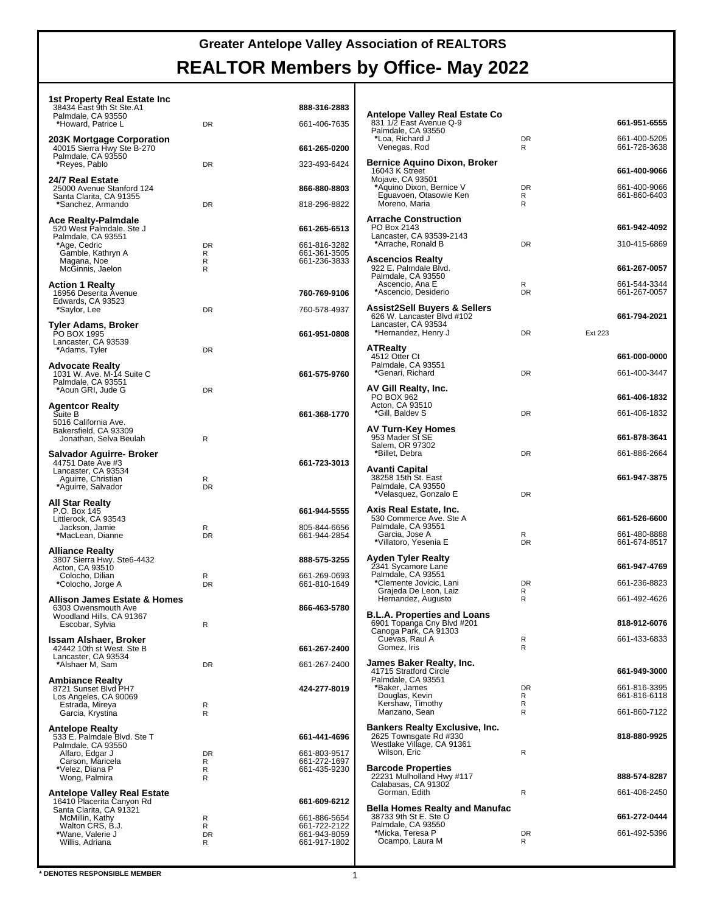# Greater Antelope Valley Association of REALTORS

# REALTOR Members by Office- May 2022

**1st Property Real Estate Inc**
38434 East 9th St Ste.A1 — **888-316-2883**
Palmdale, CA 93550

| Name | Type | Phone |
|---|---|---|
| *Howard, Patrice L | DR | 661-406-7635 |

**203K Mortgage Corporation**
40015 Sierra Hwy Ste B-270 — **661-265-0200**
Palmdale, CA 93550

| Name | Type | Phone |
|---|---|---|
| *Reyes, Pablo | DR | 323-493-6424 |

**24/7 Real Estate**
25000 Avenue Stanford 124 — **866-880-8803**
Santa Clarita, CA 91355

| Name | Type | Phone |
|---|---|---|
| *Sanchez, Armando | DR | 818-296-8822 |

**Ace Realty-Palmdale**
520 West Palmdale. Ste J — **661-265-6513**
Palmdale, CA 93551

| Name | Type | Phone |
|---|---|---|
| *Age, Cedric | DR | 661-816-3282 |
| Gamble, Kathryn A | R | 661-361-3505 |
| Magana, Noe | R | 661-236-3833 |
| McGinnis, Jaelon | R | |

**Action 1 Realty**
16956 Deserita Avenue — **760-769-9106**
Edwards, CA 93523

| Name | Type | Phone |
|---|---|---|
| *Saylor, Lee | DR | 760-578-4937 |

**Tyler Adams, Broker**
PO BOX 1995 — **661-951-0808**
Lancaster, CA 93539

| Name | Type | Phone |
|---|---|---|
| *Adams, Tyler | DR | |

**Advocate Realty**
1031 W. Ave. M-14 Suite C — **661-575-9760**
Palmdale, CA 93551

| Name | Type | Phone |
|---|---|---|
| *Aoun GRI, Jude G | DR | |

**Agentcor Realty**
Suite B — **661-368-1770**
5016 California Ave.
Bakersfield, CA 93309

| Name | Type | Phone |
|---|---|---|
| Jonathan, Selva Beulah | R | |

**Salvador Aguirre- Broker**
44751 Date Ave #3 — **661-723-3013**
Lancaster, CA 93534

| Name | Type | Phone |
|---|---|---|
| Aguirre, Christian | R | |
| *Aguirre, Salvador | DR | |

**All Star Realty**
P.O. Box 145 — **661-944-5555**
Littlerock, CA 93543

| Name | Type | Phone |
|---|---|---|
| Jackson, Jamie | R | 805-844-6656 |
| *MacLean, Dianne | DR | 661-944-2854 |

**Alliance Realty**
3807 Sierra Hwy. Ste6-4432 — **888-575-3255**
Acton, CA 93510

| Name | Type | Phone |
|---|---|---|
| Colocho, Dilian | R | 661-269-0693 |
| *Colocho, Jorge A | DR | 661-810-1649 |

**Allison James Estate & Homes**
6303 Owensmouth Ave — **866-463-5780**
Woodland Hills, CA 91367

| Name | Type | Phone |
|---|---|---|
| Escobar, Sylvia | R | |

**Issam Alshaer, Broker**
42442 10th st West. Ste B — **661-267-2400**
Lancaster, CA 93534

| Name | Type | Phone |
|---|---|---|
| *Alshaer M, Sam | DR | 661-267-2400 |

**Ambiance Realty**
8721 Sunset Blvd PH7 — **424-277-8019**
Los Angeles, CA 90069

| Name | Type | Phone |
|---|---|---|
| Estrada, Mireya | R | |
| Garcia, Krystina | R | |

**Antelope Realty**
533 E. Palmdale Blvd. Ste T — **661-441-4696**
Palmdale, CA 93550

| Name | Type | Phone |
|---|---|---|
| Alfaro, Edgar J | DR | 661-803-9517 |
| Carson, Maricela | R | 661-272-1697 |
| *Velez, Diana P | R | 661-435-9230 |
| Wong, Palmira | R | |

**Antelope Valley Real Estate**
16410 Placerita Canyon Rd — **661-609-6212**
Santa Clarita, CA 91321

| Name | Type | Phone |
|---|---|---|
| McMillin, Kathy | R | 661-886-5654 |
| Walton CRS, B.J. | R | 661-722-2122 |
| *Wane, Valerie J | DR | 661-943-8059 |
| Willis, Adriana | R | 661-917-1802 |

**Antelope Valley Real Estate Co**
831 1/2 East Avenue Q-9 — **661-951-6555**
Palmdale, CA 93550

| Name | Type | Phone |
|---|---|---|
| *Loa, Richard J | DR | 661-400-5205 |
| Venegas, Rod | R | 661-726-3638 |

**Bernice Aquino Dixon, Broker**
16043 K Street — **661-400-9066**
Mojave, CA 93501

| Name | Type | Phone |
|---|---|---|
| *Aquino Dixon, Bernice V | DR | 661-400-9066 |
| Eguavoen, Otasowie Ken | R | 661-860-6403 |
| Moreno, Maria | R | |

**Arrache Construction**
PO Box 2143 — **661-942-4092**
Lancaster, CA 93539-2143

| Name | Type | Phone |
|---|---|---|
| *Arrache, Ronald B | DR | 310-415-6869 |

**Ascencios Realty**
922 E. Palmdale Blvd. — **661-267-0057**
Palmdale, CA 93550

| Name | Type | Phone |
|---|---|---|
| Ascencio, Ana E | R | 661-544-3344 |
| *Ascencio, Desiderio | DR | 661-267-0057 |

**Assist2Sell Buyers & Sellers**
626 W. Lancaster Blvd #102 — **661-794-2021**
Lancaster, CA 93534

| Name | Type | Phone |
|---|---|---|
| *Hernandez, Henry J | DR | Ext 223 |

**ATRealty**
4512 Otter Ct — **661-000-0000**
Palmdale, CA 93551

| Name | Type | Phone |
|---|---|---|
| *Genari, Richard | DR | 661-400-3447 |

**AV Gill Realty, Inc.**
PO BOX 962 — **661-406-1832**
Acton, CA 93510

| Name | Type | Phone |
|---|---|---|
| *Gill, Baldev S | DR | 661-406-1832 |

**AV Turn-Key Homes**
953 Mader St SE — **661-878-3641**
Salem, OR 97302

| Name | Type | Phone |
|---|---|---|
| *Billet, Debra | DR | 661-886-2664 |

**Avanti Capital**
38258 15th St. East — **661-947-3875**
Palmdale, CA 93550

| Name | Type | Phone |
|---|---|---|
| *Velasquez, Gonzalo E | DR | |

**Axis Real Estate, Inc.**
530 Commerce Ave. Ste A — **661-526-6600**
Palmdale, CA 93551

| Name | Type | Phone |
|---|---|---|
| Garcia, Jose A | R | 661-480-8888 |
| *Villatoro, Yesenia E | DR | 661-674-8517 |

**Ayden Tyler Realty**
2341 Sycamore Lane — **661-947-4769**
Palmdale, CA 93551

| Name | Type | Phone |
|---|---|---|
| *Clemente Jovicic, Lani | DR | 661-236-8823 |
| Grajeda De Leon, Laiz | R | |
| Hernandez, Augusto | R | 661-492-4626 |

**B.L.A. Properties and Loans**
6901 Topanga Cny Blvd #201 — **818-912-6076**
Canoga Park, CA 91303

| Name | Type | Phone |
|---|---|---|
| Cuevas, Raul A | R | 661-433-6833 |
| Gomez, Iris | R | |

**James Baker Realty, Inc.**
41715 Stratford Circle — **661-949-3000**
Palmdale, CA 93551

| Name | Type | Phone |
|---|---|---|
| *Baker, James | DR | 661-816-3395 |
| Douglas, Kevin | R | 661-816-6118 |
| Kershaw, Timothy | R | |
| Manzano, Sean | R | 661-860-7122 |

**Bankers Realty Exclusive, Inc.**
2625 Townsgate Rd #330 — **818-880-9925**
Westlake Village, CA 91361

| Name | Type | Phone |
|---|---|---|
| Wilson, Eric | R | |

**Barcode Properties**
22231 Mulholland Hwy #117 — **888-574-8287**
Calabasas, CA 91302

| Name | Type | Phone |
|---|---|---|
| Gorman, Edith | R | 661-406-2450 |

**Bella Homes Realty and Manufac**
38733 9th St E. Ste O — **661-272-0444**
Palmdale, CA 93550

| Name | Type | Phone |
|---|---|---|
| *Micka, Teresa P | DR | 661-492-5396 |
| Ocampo, Laura M | R | |

**\* DENOTES RESPONSIBLE MEMBER**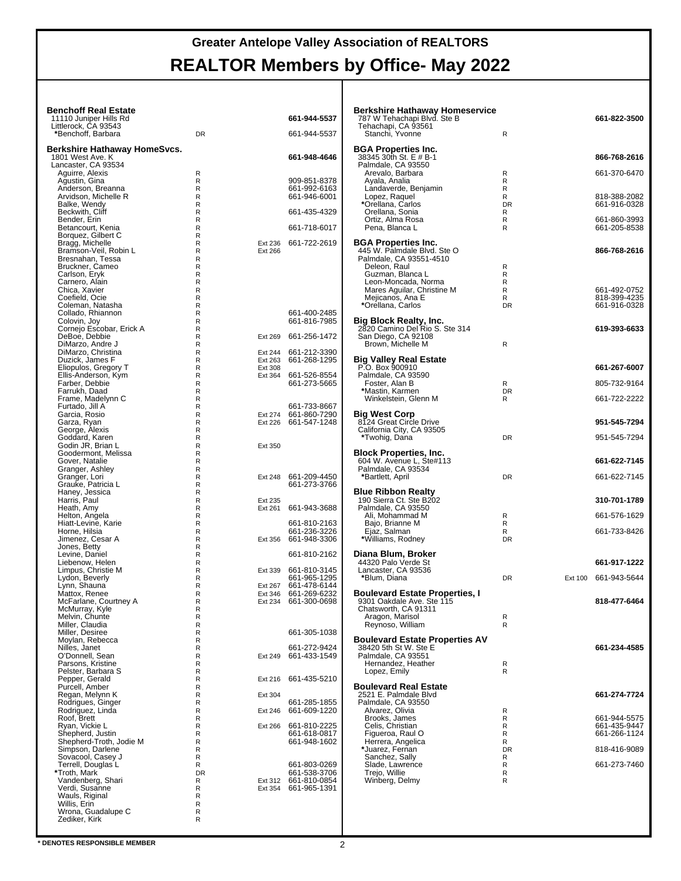# Greater Antelope Valley Association of REALTORS

# REALTOR Members by Office- May 2022

### Benchoff Real Estate

11110 Juniper Hills Rd
Littlerock, CA 93543 — **661-944-5537**

| Name | Type | Ext | Phone |
|---|---|---|---|
| *Benchoff, Barbara | DR | | 661-944-5537 |

### Berkshire Hathaway HomeSvcs.

1801 West Ave. K
Lancaster, CA 93534 — **661-948-4646**

| Name | Type | Ext | Phone |
|---|---|---|---|
| Aguirre, Alexis | R | | |
| Agustin, Gina | R | | 909-851-8378 |
| Anderson, Breanna | R | | 661-992-6163 |
| Arvidson, Michelle R | R | | 661-946-6001 |
| Balke, Wendy | R | | |
| Beckwith, Cliff | R | | 661-435-4329 |
| Bender, Erin | R | | |
| Betancourt, Kenia | R | | 661-718-6017 |
| Borquez, Gilbert C | R | | |
| Bragg, Michelle | R | Ext 236 | 661-722-2619 |
| Bramson-Veil, Robin L | R | Ext 266 | |
| Bresnahan, Tessa | R | | |
| Bruckner, Cameo | R | | |
| Carlson, Eryk | R | | |
| Carnero, Alain | R | | |
| Chica, Xavier | R | | |
| Coefield, Ocie | R | | |
| Coleman, Natasha | R | | |
| Collado, Rhiannon | R | | 661-400-2485 |
| Colovin, Joy | R | | 661-816-7985 |
| Cornejo Escobar, Erick A | R | | |
| DeBoe, Debbie | R | Ext 269 | 661-256-1472 |
| DiMarzo, Andre J | R | | |
| DiMarzo, Christina | R | Ext 244 | 661-212-3390 |
| Duzick, James F | R | Ext 263 | 661-268-1295 |
| Eliopulos, Gregory T | R | Ext 308 | |
| Ellis-Anderson, Kym | R | Ext 364 | 661-526-8554 |
| Farber, Debbie | R | | 661-273-5665 |
| Farrukh, Daad | R | | |
| Frame, Madelynn C | R | | |
| Furtado, Jill A | R | | 661-733-8667 |
| Garcia, Rosio | R | Ext 274 | 661-860-7290 |
| Garza, Ryan | R | Ext 226 | 661-547-1248 |
| George, Alexis | R | | |
| Goddard, Karen | R | | |
| Godin JR, Brian L | R | Ext 350 | |
| Goodermont, Melissa | R | | |
| Gover, Natalie | R | | |
| Granger, Ashley | R | | |
| Granger, Lori | R | Ext 248 | 661-209-4450 |
| Grauke, Patricia L | R | | 661-273-3766 |
| Haney, Jessica | R | | |
| Harris, Paul | R | Ext 235 | |
| Heath, Amy | R | Ext 261 | 661-943-3688 |
| Helton, Angela | R | | |
| Hiatt-Levine, Karie | R | | 661-810-2163 |
| Horne, Hilsia | R | | 661-236-3226 |
| Jimenez, Cesar A | R | Ext 356 | 661-948-3306 |
| Jones, Betty | R | | |
| Levine, Daniel | R | | 661-810-2162 |
| Liebenow, Helen | R | | |
| Limpus, Christie M | R | Ext 339 | 661-810-3145 |
| Lydon, Beverly | R | | 661-965-1295 |
| Lynn, Shauna | R | Ext 267 | 661-478-6144 |
| Mattox, Renee | R | Ext 346 | 661-269-6232 |
| McFarlane, Courtney A | R | Ext 234 | 661-300-0698 |
| McMurray, Kyle | R | | |
| Melvin, Chunte | R | | |
| Miller, Claudia | R | | |
| Miller, Desiree | R | | 661-305-1038 |
| Moylan, Rebecca | R | | |
| Nilles, Janet | R | | 661-272-9424 |
| O'Donnell, Sean | R | Ext 249 | 661-433-1549 |
| Parsons, Kristine | R | | |
| Pelster, Barbara S | R | | |
| Pepper, Gerald | R | Ext 216 | 661-435-5210 |
| Purcell, Amber | R | | |
| Regan, Melynn K | R | Ext 304 | |
| Rodrigues, Ginger | R | | 661-285-1855 |
| Rodriguez, Linda | R | Ext 246 | 661-609-1220 |
| Roof, Brett | R | | |
| Ryan, Vickie L | R | Ext 266 | 661-810-2225 |
| Shepherd, Justin | R | | 661-618-0817 |
| Shepherd-Troth, Jodie M | R | | 661-948-1602 |
| Simpson, Darlene | R | | |
| Sovacool, Casey J | R | | |
| Terrell, Douglas L | R | | 661-803-0269 |
| *Troth, Mark | DR | | 661-538-3706 |
| Vandenberg, Shari | R | Ext 312 | 661-810-0854 |
| Verdi, Susanne | R | Ext 354 | 661-965-1391 |
| Wauls, Riginal | R | | |
| Willis, Erin | R | | |
| Wrona, Guadalupe C | R | | |
| Zediker, Kirk | R | | |

### Berkshire Hathaway Homeservice

787 W Tehachapi Blvd. Ste B
Tehachapi, CA 93561 — **661-822-3500**

| Name | Type | Ext | Phone |
|---|---|---|---|
| Stanchi, Yvonne | R | | |

### BGA Properties Inc.

38345 30th St. E # B-1
Palmdale, CA 93550 — **866-768-2616**

| Name | Type | Ext | Phone |
|---|---|---|---|
| Arevalo, Barbara | R | | 661-370-6470 |
| Ayala, Analia | R | | |
| Landaverde, Benjamin | R | | |
| Lopez, Raquel | R | | 818-388-2082 |
| *Orellana, Carlos | DR | | 661-916-0328 |
| Orellana, Sonia | R | | |
| Ortiz, Alma Rosa | R | | 661-860-3993 |
| Pena, Blanca L | R | | 661-205-8538 |

### BGA Properties Inc.

445 W. Palmdale Blvd. Ste O
Palmdale, CA 93551-4510 — **866-768-2616**

| Name | Type | Ext | Phone |
|---|---|---|---|
| Deleon, Raul | R | | |
| Guzman, Blanca L | R | | |
| Leon-Moncada, Norma | R | | |
| Mares Aguilar, Christine M | R | | 661-492-0752 |
| Mejicanos, Ana E | R | | 818-399-4235 |
| *Orellana, Carlos | DR | | 661-916-0328 |

### Big Block Realty, Inc.

2820 Camino Del Rio S. Ste 314
San Diego, CA 92108 — **619-393-6633**

| Name | Type | Ext | Phone |
|---|---|---|---|
| Brown, Michelle M | R | | |

### Big Valley Real Estate

P.O. Box 900910
Palmdale, CA 93590 — **661-267-6007**

| Name | Type | Ext | Phone |
|---|---|---|---|
| Foster, Alan B | R | | 805-732-9164 |
| *Mastin, Karmen | DR | | |
| Winkelstein, Glenn M | R | | 661-722-2222 |

### Big West Corp

8124 Great Circle Drive
California City, CA 93505 — **951-545-7294**

| Name | Type | Ext | Phone |
|---|---|---|---|
| *Twohig, Dana | DR | | 951-545-7294 |

### Block Properties, Inc.

604 W. Avenue L, Ste#113
Palmdale, CA 93534 — **661-622-7145**

| Name | Type | Ext | Phone |
|---|---|---|---|
| *Bartlett, April | DR | | 661-622-7145 |

### Blue Ribbon Realty

190 Sierra Ct. Ste B202
Palmdale, CA 93550 — **310-701-1789**

| Name | Type | Ext | Phone |
|---|---|---|---|
| Ali, Mohammad M | R | | 661-576-1629 |
| Bajo, Brianne M | R | | |
| Ejaz, Salman | R | | 661-733-8426 |
| *Williams, Rodney | DR | | |

### Diana Blum, Broker

44320 Palo Verde St
Lancaster, CA 93536 — **661-917-1222**

| Name | Type | Ext | Phone |
|---|---|---|---|
| *Blum, Diana | DR | Ext 100 | 661-943-5644 |

### Boulevard Estate Properties, I

9301 Oakdale Ave. Ste 115
Chatsworth, CA 91311 — **818-477-6464**

| Name | Type | Ext | Phone |
|---|---|---|---|
| Aragon, Marisol | R | | |
| Reynoso, William | R | | |

### Boulevard Estate Properties AV

38420 5th St W. Ste E
Palmdale, CA 93551 — **661-234-4585**

| Name | Type | Ext | Phone |
|---|---|---|---|
| Hernandez, Heather | R | | |
| Lopez, Emily | R | | |

### Boulevard Real Estate

2521 E. Palmdale Blvd
Palmdale, CA 93550 — **661-274-7724**

| Name | Type | Ext | Phone |
|---|---|---|---|
| Alvarez, Olivia | R | | |
| Brooks, James | R | | 661-944-5575 |
| Celis, Christian | R | | 661-435-9447 |
| Figueroa, Raul O | R | | 661-266-1124 |
| Herrera, Angelica | R | | |
| *Juarez, Fernan | DR | | 818-416-9089 |
| Sanchez, Sally | R | | |
| Slade, Lawrence | R | | 661-273-7460 |
| Trejo, Willie | R | | |
| Winberg, Delmy | R | | |

\* DENOTES RESPONSIBLE MEMBER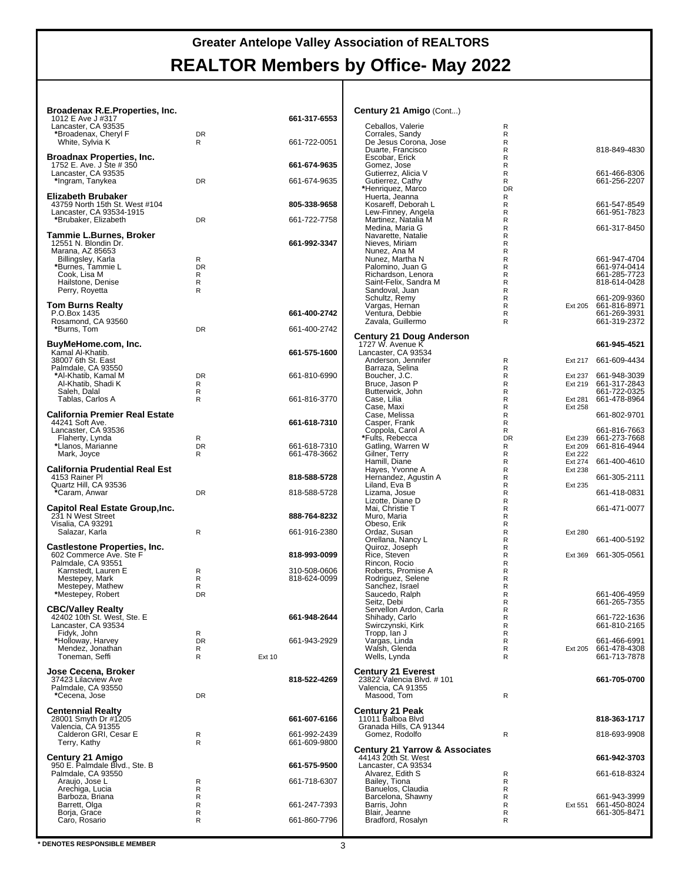# Greater Antelope Valley Association of REALTORS

# REALTOR Members by Office- May 2022

**Broadenax R.E.Properties, Inc.**
1012 E Ave J #317 — **661-317-6553**
Lancaster, CA 93535

| Name | Type | Ext | Phone |
|---|---|---|---|
| *Broadenax, Cheryl F | DR | | |
| White, Sylvia K | R | | 661-722-0051 |

**Broadnax Properties, Inc.**
1752 E. Ave. J Ste # 350 — **661-674-9635**
Lancaster, CA 93535

| Name | Type | Ext | Phone |
|---|---|---|---|
| *Ingram, Tanykea | DR | | 661-674-9635 |

**Elizabeth Brubaker**
43759 North 15th St. West #104 — **805-338-9658**
Lancaster, CA 93534-1915

| Name | Type | Ext | Phone |
|---|---|---|---|
| *Brubaker, Elizabeth | DR | | 661-722-7758 |

**Tammie L.Burnes, Broker**
12551 N. Blondin Dr. — **661-992-3347**
Marana, AZ 85653

| Name | Type | Ext | Phone |
|---|---|---|---|
| Billingsley, Karla | R | | |
| *Burnes, Tammie L | DR | | |
| Cook, Lisa M | R | | |
| Hailstone, Denise | R | | |
| Perry, Royetta | R | | |

**Tom Burns Realty**
P.O.Box 1435 — **661-400-2742**
Rosamond, CA 93560

| Name | Type | Ext | Phone |
|---|---|---|---|
| *Burns, Tom | DR | | 661-400-2742 |

**BuyMeHome.com, Inc.**
Kamal Al-Khatib. — **661-575-1600**
38007 6th St. East
Palmdale, CA 93550

| Name | Type | Ext | Phone |
|---|---|---|---|
| *Al-Khatib, Kamal M | DR | | 661-810-6990 |
| Al-Khatib, Shadi K | R | | |
| Saleh, Dalal | R | | |
| Tablas, Carlos A | R | | 661-816-3770 |

**California Premier Real Estate**
44241 Soft Ave. — **661-618-7310**
Lancaster, CA 93536

| Name | Type | Ext | Phone |
|---|---|---|---|
| Flaherty, Lynda | R | | |
| *Llanos, Marianne | DR | | 661-618-7310 |
| Mark, Joyce | R | | 661-478-3662 |

**California Prudential Real Est**
4153 Rainer Pl — **818-588-5728**
Quartz Hill, CA 93536

| Name | Type | Ext | Phone |
|---|---|---|---|
| *Caram, Anwar | DR | | 818-588-5728 |

**Capitol Real Estate Group,Inc.**
231 N West Street — **888-764-8232**
Visalia, CA 93291

| Name | Type | Ext | Phone |
|---|---|---|---|
| Salazar, Karla | R | | 661-916-2380 |

**Castlestone Properties, Inc.**
602 Commerce Ave. Ste F — **818-993-0099**
Palmdale, CA 93551

| Name | Type | Ext | Phone |
|---|---|---|---|
| Karnstedt, Lauren E | R | | 310-508-0606 |
| Mestepey, Mark | R | | 818-624-0099 |
| Mestepey, Mathew | R | | |
| *Mestepey, Robert | DR | | |

**CBC/Valley Realty**
42402 10th St. West, Ste. E — **661-948-2644**
Lancaster, CA 93534

| Name | Type | Ext | Phone |
|---|---|---|---|
| Fidyk, John | R | | |
| *Holloway, Harvey | DR | | 661-943-2929 |
| Mendez, Jonathan | R | | |
| Toneman, Seffi | R | Ext 10 | |

**Jose Cecena, Broker**
37423 Lilacview Ave — **818-522-4269**
Palmdale, CA 93550

| Name | Type | Ext | Phone |
|---|---|---|---|
| *Cecena, Jose | DR | | |

**Centennial Realty**
28001 Smyth Dr #1205 — **661-607-6166**
Valencia, CA 91355

| Name | Type | Ext | Phone |
|---|---|---|---|
| Calderon GRI, Cesar E | R | | 661-992-2439 |
| Terry, Kathy | R | | 661-609-9800 |

**Century 21 Amigo**
950 E. Palmdale Blvd., Ste. B — **661-575-9500**
Palmdale, CA 93550

| Name | Type | Ext | Phone |
|---|---|---|---|
| Araujo, Jose L | R | | 661-718-6307 |
| Arechiga, Lucia | R | | |
| Barboza, Briana | R | | |
| Barrett, Olga | R | | 661-247-7393 |
| Borja, Grace | R | | |
| Caro, Rosario | R | | 661-860-7796 |

**Century 21 Amigo** (Cont...)

| Name | Type | Ext | Phone |
|---|---|---|---|
| Ceballos, Valerie | R | | |
| Corrales, Sandy | R | | |
| De Jesus Corona, Jose | R | | |
| Duarte, Francisco | R | | 818-849-4830 |
| Escobar, Erick | R | | |
| Gomez, Jose | R | | |
| Gutierrez, Alicia V | R | | 661-466-8306 |
| Gutierrez, Cathy | R | | 661-256-2207 |
| *Henriquez, Marco | DR | | |
| Huerta, Jeanna | R | | |
| Kosareff, Deborah L | R | | 661-547-8549 |
| Lew-Finney, Angela | R | | 661-951-7823 |
| Martinez, Natalia M | R | | |
| Medina, Maria G | R | | 661-317-8450 |
| Navarette, Natalie | R | | |
| Nieves, Miriam | R | | |
| Nunez, Ana M | R | | |
| Nunez, Martha N | R | | 661-947-4704 |
| Palomino, Juan G | R | | 661-974-0414 |
| Richardson, Lenora | R | | 661-285-7723 |
| Saint-Felix, Sandra M | R | | 818-614-0428 |
| Sandoval, Juan | R | | |
| Schultz, Remy | R | | 661-209-9360 |
| Vargas, Hernan | R | Ext 205 | 661-816-8971 |
| Ventura, Debbie | R | | 661-269-3931 |
| Zavala, Guillermo | R | | 661-319-2372 |

**Century 21 Doug Anderson**
1727 W. Avenue K — **661-945-4521**
Lancaster, CA 93534

| Name | Type | Ext | Phone |
|---|---|---|---|
| Anderson, Jennifer | R | Ext 217 | 661-609-4434 |
| Barraza, Selina | R | | |
| Boucher, J.C. | R | Ext 237 | 661-948-3039 |
| Bruce, Jason P | R | Ext 219 | 661-317-2843 |
| Butterwick, John | R | | 661-722-0325 |
| Case, Lilia | R | Ext 281 | 661-478-8964 |
| Case, Maxi | R | Ext 258 | |
| Case, Melissa | R | | 661-802-9701 |
| Casper, Frank | R | | |
| Coppola, Carol A | R | | 661-816-7663 |
| *Fults, Rebecca | DR | Ext 239 | 661-273-7668 |
| Gatling, Warren W | R | Ext 209 | 661-816-4944 |
| Gilner, Terry | R | Ext 222 | |
| Hamill, Diane | R | Ext 274 | 661-400-4610 |
| Hayes, Yvonne A | R | Ext 238 | |
| Hernandez, Agustin A | R | | 661-305-2111 |
| Liland, Eva B | R | Ext 235 | |
| Lizama, Josue | R | | 661-418-0831 |
| Lizotte, Diane D | R | | |
| Mai, Christie T | R | | 661-471-0077 |
| Muro, Maria | R | | |
| Obeso, Erik | R | | |
| Ordaz, Susan | R | Ext 280 | |
| Orellana, Nancy L | R | | 661-400-5192 |
| Quiroz, Joseph | R | | |
| Rice, Steven | R | Ext 369 | 661-305-0561 |
| Rincon, Rocio | R | | |
| Roberts, Promise A | R | | |
| Rodriguez, Selene | R | | |
| Sanchez, Israel | R | | |
| Saucedo, Ralph | R | | 661-406-4959 |
| Seitz, Debi | R | | 661-265-7355 |
| Servellon Ardon, Carla | R | | |
| Shihady, Carlo | R | | 661-722-1636 |
| Swirczynski, Kirk | R | | 661-810-2165 |
| Tropp, Ian J | R | | |
| Vargas, Linda | R | | 661-466-6991 |
| Walsh, Glenda | R | Ext 205 | 661-478-4308 |
| Wells, Lynda | R | | 661-713-7878 |

**Century 21 Everest**
23822 Valencia Blvd. # 101 — **661-705-0700**
Valencia, CA 91355

| Name | Type | Ext | Phone |
|---|---|---|---|
| Masood, Tom | R | | |

**Century 21 Peak**
11011 Balboa Blvd — **818-363-1717**
Granada Hills, CA 91344

| Name | Type | Ext | Phone |
|---|---|---|---|
| Gomez, Rodolfo | R | | 818-693-9908 |

**Century 21 Yarrow & Associates**
44143 20th St. West — **661-942-3703**
Lancaster, CA 93534

| Name | Type | Ext | Phone |
|---|---|---|---|
| Alvarez, Edith S | R | | 661-618-8324 |
| Bailey, Tiona | R | | |
| Banuelos, Claudia | R | | |
| Barcelona, Shawny | R | | 661-943-3999 |
| Barris, John | R | Ext 551 | 661-450-8024 |
| Blair, Jeanne | R | | 661-305-8471 |
| Bradford, Rosalyn | R | | |

\* DENOTES RESPONSIBLE MEMBER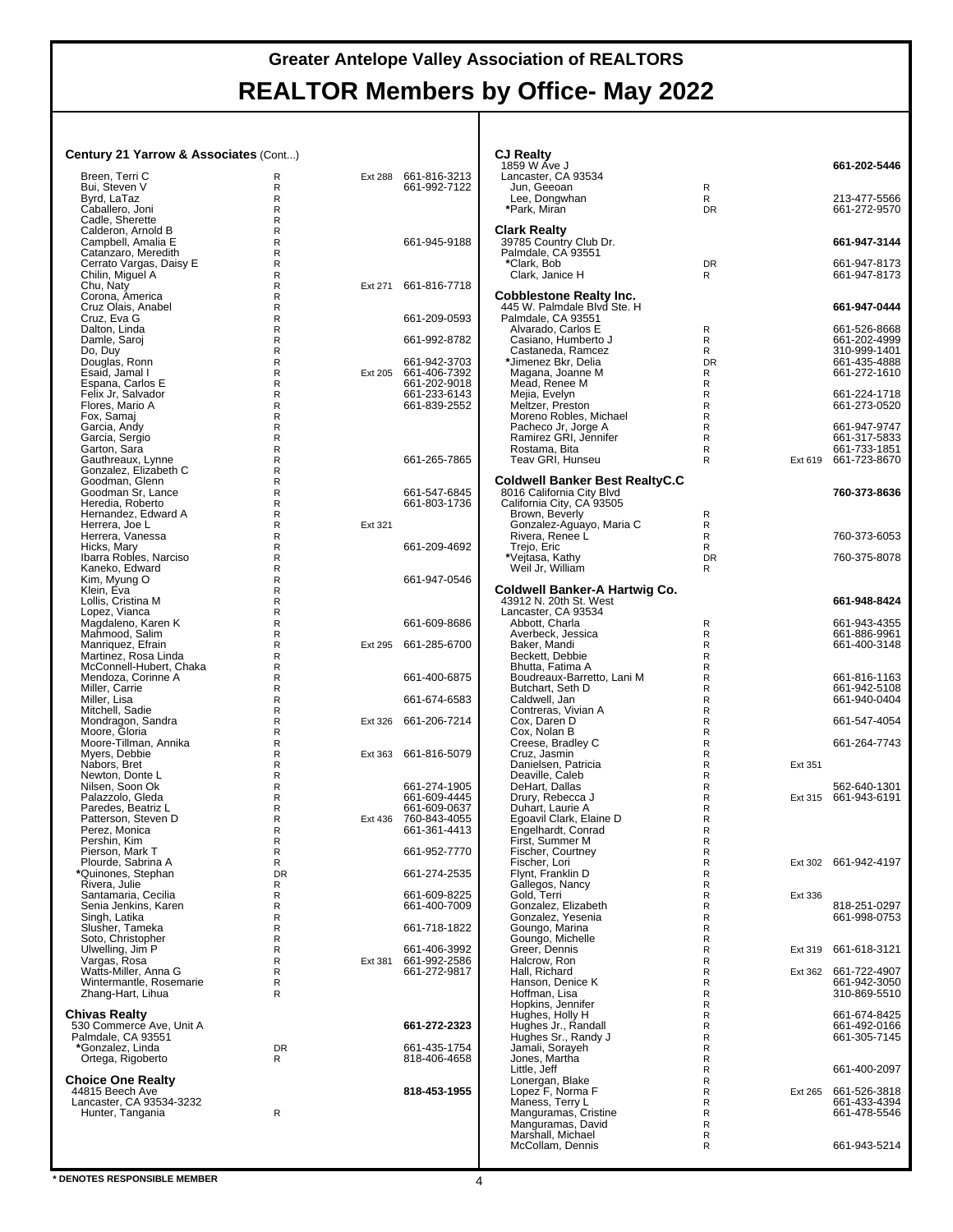# Greater Antelope Valley Association of REALTORS

# REALTOR Members by Office- May 2022

### Century 21 Yarrow & Associates (Cont...)

| Name | Type | Ext | Phone |
|---|---|---|---|
| Breen, Terri C | R | Ext 288 | 661-816-3213 |
| Bui, Steven V | R | | 661-992-7122 |
| Byrd, LaTaz | R | | |
| Caballero, Joni | R | | |
| Cadle, Sherette | R | | |
| Calderon, Arnold B | R | | |
| Campbell, Amalia E | R | | 661-945-9188 |
| Catanzaro, Meredith | R | | |
| Cerrato Vargas, Daisy E | R | | |
| Chilin, Miguel A | R | | |
| Chu, Naty | R | Ext 271 | 661-816-7718 |
| Corona, America | R | | |
| Cruz Olais, Anabel | R | | |
| Cruz, Eva G | R | | 661-209-0593 |
| Dalton, Linda | R | | |
| Damle, Saroj | R | | 661-992-8782 |
| Do, Duy | R | | |
| Douglas, Ronn | R | | 661-942-3703 |
| Esaid, Jamal I | R | Ext 205 | 661-406-7392 |
| Espana, Carlos E | R | | 661-202-9018 |
| Felix Jr, Salvador | R | | 661-233-6143 |
| Flores, Mario A | R | | 661-839-2552 |
| Fox, Samaj | R | | |
| Garcia, Andy | R | | |
| Garcia, Sergio | R | | |
| Garton, Sara | R | | |
| Gauthreaux, Lynne | R | | 661-265-7865 |
| Gonzalez, Elizabeth C | R | | |
| Goodman, Glenn | R | | |
| Goodman Sr, Lance | R | | 661-547-6845 |
| Heredia, Roberto | R | | 661-803-1736 |
| Hernandez, Edward A | R | | |
| Herrera, Joe L | R | Ext 321 | |
| Herrera, Vanessa | R | | |
| Hicks, Mary | R | | 661-209-4692 |
| Ibarra Robles, Narciso | R | | |
| Kaneko, Edward | R | | |
| Kim, Myung O | R | | 661-947-0546 |
| Klein, Eva | R | | |
| Lollis, Cristina M | R | | |
| Lopez, Vianca | R | | |
| Magdaleno, Karen K | R | | 661-609-8686 |
| Mahmood, Salim | R | | |
| Manriquez, Efrain | R | Ext 295 | 661-285-6700 |
| Martinez, Rosa Linda | R | | |
| McConnell-Hubert, Chaka | R | | |
| Mendoza, Corinne A | R | | 661-400-6875 |
| Miller, Carrie | R | | |
| Miller, Lisa | R | | 661-674-6583 |
| Mitchell, Sadie | R | | |
| Mondragon, Sandra | R | Ext 326 | 661-206-7214 |
| Moore, Gloria | R | | |
| Moore-Tillman, Annika | R | | |
| Myers, Debbie | R | Ext 363 | 661-816-5079 |
| Nabors, Bret | R | | |
| Newton, Donte L | R | | |
| Nilsen, Soon Ok | R | | 661-274-1905 |
| Palazzolo, Gleda | R | | 661-609-4445 |
| Paredes, Beatriz L | R | | 661-609-0637 |
| Patterson, Steven D | R | Ext 436 | 760-843-4055 |
| Perez, Monica | R | | 661-361-4413 |
| Pershin, Kim | R | | |
| Pierson, Mark T | R | | 661-952-7770 |
| Plourde, Sabrina A | R | | |
| *Quinones, Stephan | DR | | 661-274-2535 |
| Rivera, Julie | R | | |
| Santamaria, Cecilia | R | | 661-609-8225 |
| Senia Jenkins, Karen | R | | 661-400-7009 |
| Singh, Latika | R | | |
| Slusher, Tameka | R | | 661-718-1822 |
| Soto, Christopher | R | | |
| Ulwelling, Jim P | R | | 661-406-3992 |
| Vargas, Rosa | R | Ext 381 | 661-992-2586 |
| Watts-Miller, Anna G | R | | 661-272-9817 |
| Wintermantle, Rosemarie | R | | |
| Zhang-Hart, Lihua | R | | |

### Chivas Realty
530 Commerce Ave, Unit A
Palmdale, CA 93551 — **661-272-2323**

| Name | Type | Ext | Phone |
|---|---|---|---|
| *Gonzalez, Linda | DR | | 661-435-1754 |
| Ortega, Rigoberto | R | | 818-406-4658 |

### Choice One Realty
44815 Beech Ave
Lancaster, CA 93534-3232 — **818-453-1955**

| Name | Type | Ext | Phone |
|---|---|---|---|
| Hunter, Tangania | R | | |

### CJ Realty
1859 W Ave J
Lancaster, CA 93534 — **661-202-5446**

| Name | Type | Ext | Phone |
|---|---|---|---|
| Jun, Geeoan | R | | |
| Lee, Dongwhan | R | | 213-477-5566 |
| *Park, Miran | DR | | 661-272-9570 |

### Clark Realty
39785 Country Club Dr.
Palmdale, CA 93551 — **661-947-3144**

| Name | Type | Ext | Phone |
|---|---|---|---|
| *Clark, Bob | DR | | 661-947-8173 |
| Clark, Janice H | R | | 661-947-8173 |

### Cobblestone Realty Inc.
445 W. Palmdale Blvd Ste. H
Palmdale, CA 93551 — **661-947-0444**

| Name | Type | Ext | Phone |
|---|---|---|---|
| Alvarado, Carlos E | R | | 661-526-8668 |
| Casiano, Humberto J | R | | 661-202-4999 |
| Castaneda, Ramcez | R | | 310-999-1401 |
| *Jimenez Bkr, Delia | DR | | 661-435-4888 |
| Magana, Joanne M | R | | 661-272-1610 |
| Mead, Renee M | R | | |
| Mejia, Evelyn | R | | 661-224-1718 |
| Meltzer, Preston | R | | 661-273-0520 |
| Moreno Robles, Michael | R | | |
| Pacheco Jr, Jorge A | R | | 661-947-9747 |
| Ramirez GRI, Jennifer | R | | 661-317-5833 |
| Rostama, Bita | R | | 661-733-1851 |
| Teav GRI, Hunseu | R | Ext 619 | 661-723-8670 |

### Coldwell Banker Best RealtyC.C
8016 California City Blvd
California City, CA 93505 — **760-373-8636**

| Name | Type | Ext | Phone |
|---|---|---|---|
| Brown, Beverly | R | | |
| Gonzalez-Aguayo, Maria C | R | | |
| Rivera, Renee L | R | | 760-373-6053 |
| Trejo, Eric | R | | |
| *Vejtasa, Kathy | DR | | 760-375-8078 |
| Weil Jr, William | R | | |

### Coldwell Banker-A Hartwig Co.
43912 N. 20th St. West
Lancaster, CA 93534 — **661-948-8424**

| Name | Type | Ext | Phone |
|---|---|---|---|
| Abbott, Charla | R | | 661-943-4355 |
| Averbeck, Jessica | R | | 661-886-9961 |
| Baker, Mandi | R | | 661-400-3148 |
| Beckett, Debbie | R | | |
| Bhutta, Fatima A | R | | |
| Boudreaux-Barretto, Lani M | R | | 661-816-1163 |
| Butchart, Seth D | R | | 661-942-5108 |
| Caldwell, Jan | R | | 661-940-0404 |
| Contreras, Vivian A | R | | |
| Cox, Daren D | R | | 661-547-4054 |
| Cox, Nolan B | R | | |
| Creese, Bradley C | R | | 661-264-7743 |
| Cruz, Jasmin | R | | |
| Danielsen, Patricia | R | Ext 351 | |
| Deaville, Caleb | R | | |
| DeHart, Dallas | R | | 562-640-1301 |
| Drury, Rebecca J | R | Ext 315 | 661-943-6191 |
| Duhart, Laurie A | R | | |
| Egoavil Clark, Elaine D | R | | |
| Engelhardt, Conrad | R | | |
| First, Summer M | R | | |
| Fischer, Courtney | R | | |
| Fischer, Lori | R | Ext 302 | 661-942-4197 |
| Flynt, Franklin D | R | | |
| Gallegos, Nancy | R | | |
| Gold, Terri | R | Ext 336 | |
| Gonzalez, Elizabeth | R | | 818-251-0297 |
| Gonzalez, Yesenia | R | | 661-998-0753 |
| Goungo, Marina | R | | |
| Goungo, Michelle | R | | |
| Greer, Dennis | R | Ext 319 | 661-618-3121 |
| Halcrow, Ron | R | | |
| Hall, Richard | R | Ext 362 | 661-722-4907 |
| Hanson, Denice K | R | | 661-942-3050 |
| Hoffman, Lisa | R | | 310-869-5510 |
| Hopkins, Jennifer | R | | |
| Hughes, Holly H | R | | 661-674-8425 |
| Hughes Jr., Randall | R | | 661-492-0166 |
| Hughes Sr., Randy J | R | | 661-305-7145 |
| Jamali, Sorayeh | R | | |
| Jones, Martha | R | | |
| Little, Jeff | R | | 661-400-2097 |
| Lonergan, Blake | R | | |
| Lopez F, Norma F | R | Ext 265 | 661-526-3818 |
| Maness, Terry L | R | | 661-433-4394 |
| Manguramas, Cristine | R | | 661-478-5546 |
| Manguramas, David | R | | |
| Marshall, Michael | R | | |
| McCollam, Dennis | R | | 661-943-5214 |

**\* DENOTES RESPONSIBLE MEMBER**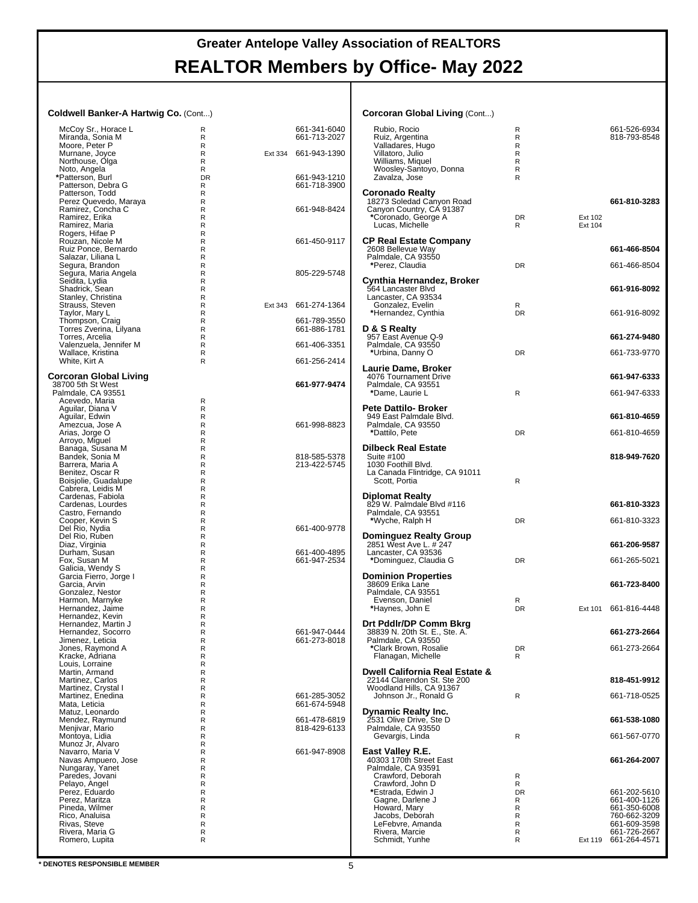# Greater Antelope Valley Association of REALTORS

# REALTOR Members by Office- May 2022

**Coldwell Banker-A Hartwig Co.** (Cont...)

| Name | Type | Ext | Phone |
|---|---|---|---|
| McCoy Sr., Horace L | R | | 661-341-6040 |
| Miranda, Sonia M | R | | 661-713-2027 |
| Moore, Peter P | R | | |
| Murnane, Joyce | R | Ext 334 | 661-943-1390 |
| Northouse, Olga | R | | |
| Noto, Angela | R | | |
| *Patterson, Burl | DR | | 661-943-1210 |
| Patterson, Debra G | R | | 661-718-3900 |
| Patterson, Todd | R | | |
| Perez Quevedo, Maraya | R | | |
| Ramirez, Concha C | R | | 661-948-8424 |
| Ramirez, Erika | R | | |
| Ramirez, Maria | R | | |
| Rogers, Hifae P | R | | |
| Rouzan, Nicole M | R | | 661-450-9117 |
| Ruiz Ponce, Bernardo | R | | |
| Salazar, Liliana L | R | | |
| Segura, Brandon | R | | |
| Segura, Maria Angela | R | | 805-229-5748 |
| Seidita, Lydia | R | | |
| Shadrick, Sean | R | | |
| Stanley, Christina | R | | |
| Strauss, Steven | R | Ext 343 | 661-274-1364 |
| Taylor, Mary L | R | | |
| Thompson, Craig | R | | 661-789-3550 |
| Torres Zverina, Lilyana | R | | 661-886-1781 |
| Torres, Arcelia | R | | |
| Valenzuela, Jennifer M | R | | 661-406-3351 |
| Wallace, Kristina | R | | |
| White, Kirt A | R | | 661-256-2414 |

**Corcoran Global Living**
38700 5th St West
Palmdale, CA 93551
**661-977-9474**

| Name | Type | Ext | Phone |
|---|---|---|---|
| Acevedo, Maria | R | | |
| Aguilar, Diana V | R | | |
| Aguilar, Edwin | R | | |
| Amezcua, Jose A | R | | 661-998-8823 |
| Arias, Jorge O | R | | |
| Arroyo, Miguel | R | | |
| Banaga, Susana M | R | | |
| Bandek, Sonia M | R | | 818-585-5378 |
| Barrera, Maria A | R | | 213-422-5745 |
| Benitez, Oscar R | R | | |
| Boisjolie, Guadalupe | R | | |
| Cabrera, Leidis M | R | | |
| Cardenas, Fabiola | R | | |
| Cardenas, Lourdes | R | | |
| Castro, Fernando | R | | |
| Cooper, Kevin S | R | | |
| Del Rio, Nydia | R | | 661-400-9778 |
| Del Rio, Ruben | R | | |
| Diaz, Virginia | R | | |
| Durham, Susan | R | | 661-400-4895 |
| Fox, Susan M | R | | 661-947-2534 |
| Galicia, Wendy S | R | | |
| Garcia Fierro, Jorge I | R | | |
| Garcia, Arvin | R | | |
| Gonzalez, Nestor | R | | |
| Harmon, Marnyke | R | | |
| Hernandez, Jaime | R | | |
| Hernandez, Kevin | R | | |
| Hernandez, Martin J | R | | |
| Hernandez, Socorro | R | | 661-947-0444 |
| Jimenez, Leticia | R | | 661-273-8018 |
| Jones, Raymond A | R | | |
| Kracke, Adriana | R | | |
| Louis, Lorraine | R | | |
| Martin, Armand | R | | |
| Martinez, Carlos | R | | |
| Martinez, Crystal I | R | | |
| Martinez, Enedina | R | | 661-285-3052 |
| Mata, Leticia | R | | 661-674-5948 |
| Matuz, Leonardo | R | | |
| Mendez, Raymund | R | | 661-478-6819 |
| Menjivar, Mario | R | | 818-429-6133 |
| Montoya, Lidia | R | | |
| Munoz Jr, Alvaro | R | | |
| Navarro, Maria V | R | | 661-947-8908 |
| Navas Ampuero, Jose | R | | |
| Nungaray, Yanet | R | | |
| Paredes, Jovani | R | | |
| Pelayo, Angel | R | | |
| Perez, Eduardo | R | | |
| Perez, Maritza | R | | |
| Pineda, Wilmer | R | | |
| Rico, Analuisa | R | | |
| Rivas, Steve | R | | |
| Rivera, Maria G | R | | |
| Romero, Lupita | R | | |

**Corcoran Global Living** (Cont...)

| Name | Type | Ext | Phone |
|---|---|---|---|
| Rubio, Rocio | R | | 661-526-6934 |
| Ruiz, Argentina | R | | 818-793-8548 |
| Valladares, Hugo | R | | |
| Villatoro, Julio | R | | |
| Williams, Miquel | R | | |
| Woosley-Santoyo, Donna | R | | |
| Zavalza, Jose | R | | |

**Coronado Realty**
18273 Soledad Canyon Road
Canyon Country, CA 91387
**661-810-3283**

| Name | Type | Ext | Phone |
|---|---|---|---|
| *Coronado, George A | DR | Ext 102 | |
| Lucas, Michelle | R | Ext 104 | |

**CP Real Estate Company**
2608 Bellevue Way
Palmdale, CA 93550
**661-466-8504**

| Name | Type | Ext | Phone |
|---|---|---|---|
| *Perez, Claudia | DR | | 661-466-8504 |

**Cynthia Hernandez, Broker**
564 Lancaster Blvd
Lancaster, CA 93534
**661-916-8092**

| Name | Type | Ext | Phone |
|---|---|---|---|
| Gonzalez, Evelin | R | | |
| *Hernandez, Cynthia | DR | | 661-916-8092 |

**D & S Realty**
957 East Avenue Q-9
Palmdale, CA 93550
**661-274-9480**

| Name | Type | Ext | Phone |
|---|---|---|---|
| *Urbina, Danny O | DR | | 661-733-9770 |

**Laurie Dame, Broker**
4076 Tournament Drive
Palmdale, CA 93551
**661-947-6333**

| Name | Type | Ext | Phone |
|---|---|---|---|
| *Dame, Laurie L | R | | 661-947-6333 |

**Pete Dattilo- Broker**
949 East Palmdale Blvd.
Palmdale, CA 93550
**661-810-4659**

| Name | Type | Ext | Phone |
|---|---|---|---|
| *Dattilo, Pete | DR | | 661-810-4659 |

**Dilbeck Real Estate**
Suite #100
1030 Foothill Blvd.
La Canada Flintridge, CA 91011
**818-949-7620**

| Name | Type | Ext | Phone |
|---|---|---|---|
| Scott, Portia | R | | |

**Diplomat Realty**
829 W. Palmdale Blvd #116
Palmdale, CA 93551
**661-810-3323**

| Name | Type | Ext | Phone |
|---|---|---|---|
| *Wyche, Ralph H | DR | | 661-810-3323 |

**Dominguez Realty Group**
2851 West Ave L. # 247
Lancaster, CA 93536
**661-206-9587**

| Name | Type | Ext | Phone |
|---|---|---|---|
| *Dominguez, Claudia G | DR | | 661-265-5021 |

**Dominion Properties**
38609 Erika Lane
Palmdale, CA 93551
**661-723-8400**

| Name | Type | Ext | Phone |
|---|---|---|---|
| Evenson, Daniel | R | | |
| *Haynes, John E | DR | Ext 101 | 661-816-4448 |

**Drt Pddlr/DP Comm Bkrg**
38839 N. 20th St. E., Ste. A.
Palmdale, CA 93550
**661-273-2664**

| Name | Type | Ext | Phone |
|---|---|---|---|
| *Clark Brown, Rosalie | DR | | 661-273-2664 |
| Flanagan, Michelle | R | | |

**Dwell California Real Estate &**
22144 Clarendon St. Ste 200
Woodland Hills, CA 91367
**818-451-9912**

| Name | Type | Ext | Phone |
|---|---|---|---|
| Johnson Jr., Ronald G | R | | 661-718-0525 |

**Dynamic Realty Inc.**
2531 Olive Drive, Ste D
Palmdale, CA 93550
**661-538-1080**

| Name | Type | Ext | Phone |
|---|---|---|---|
| Gevargis, Linda | R | | 661-567-0770 |

**East Valley R.E.**
40303 170th Street East
Palmdale, CA 93591
**661-264-2007**

| Name | Type | Ext | Phone |
|---|---|---|---|
| Crawford, Deborah | R | | |
| Crawford, John D | R | | |
| *Estrada, Edwin J | DR | | 661-202-5610 |
| Gagne, Darlene J | R | | 661-400-1126 |
| Howard, Mary | R | | 661-350-6008 |
| Jacobs, Deborah | R | | 760-662-3209 |
| LeFebvre, Amanda | R | | 661-609-3598 |
| Rivera, Marcie | R | | 661-726-2667 |
| Schmidt, Yunhe | R | Ext 119 | 661-264-4571 |

**\* DENOTES RESPONSIBLE MEMBER**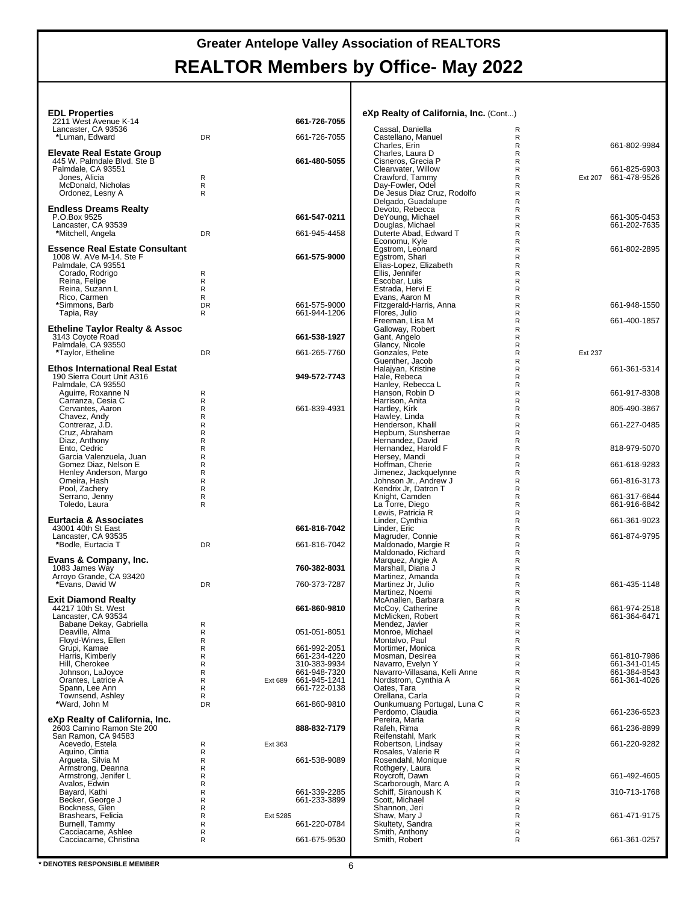# Greater Antelope Valley Association of REALTORS

# REALTOR Members by Office- May 2022

**EDL Properties**
2211 West Avenue K-14 — **661-726-7055**
Lancaster, CA 93536

| Name | Type | Ext | Phone |
|---|---|---|---|
| *Luman, Edward | DR | | 661-726-7055 |

**Elevate Real Estate Group**
445 W. Palmdale Blvd. Ste B — **661-480-5055**
Palmdale, CA 93551

| Name | Type | Ext | Phone |
|---|---|---|---|
| Jones, Alicia | R | | |
| McDonald, Nicholas | R | | |
| Ordonez, Lesny A | R | | |

**Endless Dreams Realty**
P.O.Box 9525 — **661-547-0211**
Lancaster, CA 93539

| Name | Type | Ext | Phone |
|---|---|---|---|
| *Mitchell, Angela | DR | | 661-945-4458 |

**Essence Real Estate Consultant**
1008 W. AVe M-14. Ste F — **661-575-9000**
Palmdale, CA 93551

| Name | Type | Ext | Phone |
|---|---|---|---|
| Corado, Rodrigo | R | | |
| Reina, Felipe | R | | |
| Reina, Suzann L | R | | |
| Rico, Carmen | R | | |
| *Simmons, Barb | DR | | 661-575-9000 |
| Tapia, Ray | R | | 661-944-1206 |

**Etheline Taylor Realty & Assoc**
3143 Coyote Road — **661-538-1927**
Palmdale, CA 93550

| Name | Type | Ext | Phone |
|---|---|---|---|
| *Taylor, Etheline | DR | | 661-265-7760 |

**Ethos International Real Estat**
190 Sierra Court Unit A316 — **949-572-7743**
Palmdale, CA 93550

| Name | Type | Ext | Phone |
|---|---|---|---|
| Aguirre, Roxanne N | R | | |
| Carranza, Cesia C | R | | |
| Cervantes, Aaron | R | | 661-839-4931 |
| Chavez, Andy | R | | |
| Contreraz, J.D. | R | | |
| Cruz, Abraham | R | | |
| Diaz, Anthony | R | | |
| Ento, Cedric | R | | |
| Garcia Valenzuela, Juan | R | | |
| Gomez Diaz, Nelson E | R | | |
| Henley Anderson, Margo | R | | |
| Omeira, Hash | R | | |
| Pool, Zachery | R | | |
| Serrano, Jenny | R | | |
| Toledo, Laura | R | | |

**Eurtacia & Associates**
43001 40th St East — **661-816-7042**
Lancaster, CA 93535

| Name | Type | Ext | Phone |
|---|---|---|---|
| *Bodle, Eurtacia T | DR | | 661-816-7042 |

**Evans & Company, Inc.**
1083 James Way — **760-382-8031**
Arroyo Grande, CA 93420

| Name | Type | Ext | Phone |
|---|---|---|---|
| *Evans, David W | DR | | 760-373-7287 |

**Exit Diamond Realty**
44217 10th St. West — **661-860-9810**
Lancaster, CA 93534

| Name | Type | Ext | Phone |
|---|---|---|---|
| Babane Dekay, Gabriella | R | | |
| Deaville, Alma | R | | 051-051-8051 |
| Floyd-Wines, Ellen | R | | |
| Grupi, Kamae | R | | 661-992-2051 |
| Harris, Kimberly | R | | 661-234-4220 |
| Hill, Cherokee | R | | 310-383-9934 |
| Johnson, LaJoyce | R | | 661-948-7320 |
| Orantes, Latrice A | R | Ext 689 | 661-945-1241 |
| Spann, Lee Ann | R | | 661-722-0138 |
| Townsend, Ashley | R | | |
| *Ward, John M | DR | | 661-860-9810 |

**eXp Realty of California, Inc.**
2603 Camino Ramon Ste 200 — **888-832-7179**
San Ramon, CA 94583

| Name | Type | Ext | Phone |
|---|---|---|---|
| Acevedo, Estela | R | Ext 363 | |
| Aquino, Cintia | R | | |
| Argueta, Silvia M | R | | 661-538-9089 |
| Armstrong, Deanna | R | | |
| Armstrong, Jenifer L | R | | |
| Avalos, Edwin | R | | |
| Bayard, Kathi | R | | 661-339-2285 |
| Becker, George J | R | | 661-233-3899 |
| Bockness, Glen | R | | |
| Brashears, Felicia | R | Ext 5285 | |
| Burnell, Tammy | R | | 661-220-0784 |
| Cacciacarne, Ashlee | R | | |
| Cacciacarne, Christina | R | | 661-675-9530 |

**eXp Realty of California, Inc.** (Cont...)

| Name | Type | Ext | Phone |
|---|---|---|---|
| Cassal, Daniella | R | | |
| Castellano, Manuel | R | | |
| Charles, Erin | R | | 661-802-9984 |
| Charles, Laura D | R | | |
| Cisneros, Grecia P | R | | |
| Clearwater, Willow | R | | 661-825-6903 |
| Crawford, Tammy | R | Ext 207 | 661-478-9526 |
| Day-Fowler, Odel | R | | |
| De Jesus Diaz Cruz, Rodolfo | R | | |
| Delgado, Guadalupe | R | | |
| Devoto, Rebecca | R | | |
| DeYoung, Michael | R | | 661-305-0453 |
| Douglas, Michael | R | | 661-202-7635 |
| Duterte Abad, Edward T | R | | |
| Economu, Kyle | R | | |
| Egstrom, Leonard | R | | 661-802-2895 |
| Egstrom, Shari | R | | |
| Elias-Lopez, Elizabeth | R | | |
| Ellis, Jennifer | R | | |
| Escobar, Luis | R | | |
| Estrada, Hervi E | R | | |
| Evans, Aaron M | R | | |
| Fitzgerald-Harris, Anna | R | | 661-948-1550 |
| Flores, Julio | R | | |
| Freeman, Lisa M | R | | 661-400-1857 |
| Galloway, Robert | R | | |
| Gant, Angelo | R | | |
| Glancy, Nicole | R | | |
| Gonzales, Pete | R | Ext 237 | |
| Guenther, Jacob | R | | |
| Halajyan, Kristine | R | | 661-361-5314 |
| Hale, Rebeca | R | | |
| Hanley, Rebecca L | R | | |
| Hanson, Robin D | R | | 661-917-8308 |
| Harrison, Anita | R | | |
| Hartley, Kirk | R | | 805-490-3867 |
| Hawley, Linda | R | | |
| Henderson, Khalil | R | | 661-227-0485 |
| Hepburn, Sunsherrae | R | | |
| Hernandez, David | R | | |
| Hernandez, Harold F | R | | 818-979-5070 |
| Hersey, Mandi | R | | |
| Hoffman, Cherie | R | | 661-618-9283 |
| Jimenez, Jackquelynne | R | | |
| Johnson Jr., Andrew J | R | | 661-816-3173 |
| Kendrix Jr, Datron T | R | | |
| Knight, Camden | R | | 661-317-6644 |
| La Torre, Diego | R | | 661-916-6842 |
| Lewis, Patricia R | R | | |
| Linder, Cynthia | R | | 661-361-9023 |
| Linder, Eric | R | | |
| Magruder, Connie | R | | 661-874-9795 |
| Maldonado, Margie R | R | | |
| Maldonado, Richard | R | | |
| Marquez, Angie A | R | | |
| Marshall, Diana J | R | | |
| Martinez, Amanda | R | | |
| Martinez Jr, Julio | R | | 661-435-1148 |
| Martinez, Noemi | R | | |
| McAnallen, Barbara | R | | |
| McCoy, Catherine | R | | 661-974-2518 |
| McMicken, Robert | R | | 661-364-6471 |
| Mendez, Javier | R | | |
| Monroe, Michael | R | | |
| Montalvo, Paul | R | | |
| Mortimer, Monica | R | | |
| Mosman, Desirea | R | | 661-810-7986 |
| Navarro, Evelyn Y | R | | 661-341-0145 |
| Navarro-Villasana, Kelli Anne | R | | 661-384-8543 |
| Nordstrom, Cynthia A | R | | 661-361-4026 |
| Oates, Tara | R | | |
| Orellana, Carla | R | | |
| Ounkumuang Portugal, Luna C | R | | |
| Perdomo, Claudia | R | | 661-236-6523 |
| Pereira, Maria | R | | |
| Rafeh, Rima | R | | 661-236-8899 |
| Reifenstahl, Mark | R | | |
| Robertson, Lindsay | R | | 661-220-9282 |
| Rosales, Valerie R | R | | |
| Rosendahl, Monique | R | | |
| Rothgery, Laura | R | | |
| Roycroft, Dawn | R | | 661-492-4605 |
| Scarborough, Marc A | R | | |
| Schiff, Siranoush K | R | | 310-713-1768 |
| Scott, Michael | R | | |
| Shannon, Jeri | R | | |
| Shaw, Mary J | R | | 661-471-9175 |
| Skultety, Sandra | R | | |
| Smith, Anthony | R | | |
| Smith, Robert | R | | 661-361-0257 |

**\* DENOTES RESPONSIBLE MEMBER**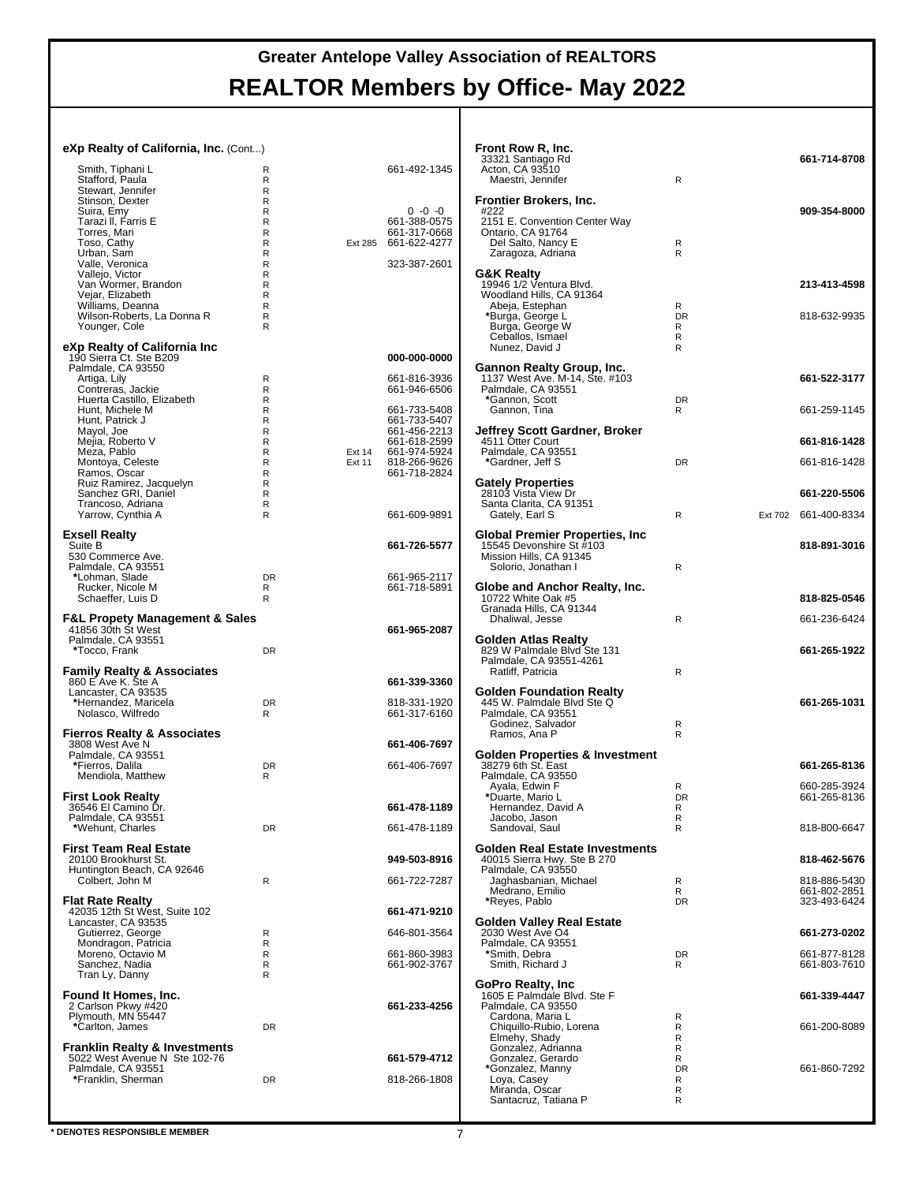# Greater Antelope Valley Association of REALTORS

# REALTOR Members by Office- May 2022

### eXp Realty of California, Inc. (Cont...)

| Name | Type | Ext | Phone |
|---|---|---|---|
| Smith, Tiphani L | R | | 661-492-1345 |
| Stafford, Paula | R | | |
| Stewart, Jennifer | R | | |
| Stinson, Dexter | R | | |
| Suira, Emy | R | | 0 -0 -0 |
| Tarazi II, Farris E | R | | 661-388-0575 |
| Torres, Mari | R | | 661-317-0668 |
| Toso, Cathy | R | Ext 285 | 661-622-4277 |
| Urban, Sam | R | | |
| Valle, Veronica | R | | 323-387-2601 |
| Vallejo, Victor | R | | |
| Van Wormer, Brandon | R | | |
| Vejar, Elizabeth | R | | |
| Williams, Deanna | R | | |
| Wilson-Roberts, La Donna R | R | | |
| Younger, Cole | R | | |

### eXp Realty of California Inc
190 Sierra Ct. Ste B209
Palmdale, CA 93550
**000-000-0000**

| Name | Type | Ext | Phone |
|---|---|---|---|
| Artiga, Lily | R | | 661-816-3936 |
| Contreras, Jackie | R | | 661-946-6506 |
| Huerta Castillo, Elizabeth | R | | |
| Hunt, Michele M | R | | 661-733-5408 |
| Hunt, Patrick J | R | | 661-733-5407 |
| Mayol, Joe | R | | 661-456-2213 |
| Mejia, Roberto V | R | | 661-618-2599 |
| Meza, Pablo | R | Ext 14 | 661-974-5924 |
| Montoya, Celeste | R | Ext 11 | 818-266-9626 |
| Ramos, Oscar | R | | 661-718-2824 |
| Ruiz Ramirez, Jacquelyn | R | | |
| Sanchez GRI, Daniel | R | | |
| Trancoso, Adriana | R | | |
| Yarrow, Cynthia A | R | | 661-609-9891 |

### Exsell Realty
Suite B
530 Commerce Ave.
Palmdale, CA 93551
**661-726-5577**

| Name | Type | Phone |
|---|---|---|
| *Lohman, Slade | DR | 661-965-2117 |
| Rucker, Nicole M | R | 661-718-5891 |
| Schaeffer, Luis D | R | |

### F&L Propety Management & Sales
41856 30th St West
Palmdale, CA 93551
**661-965-2087**

| Name | Type | Phone |
|---|---|---|
| *Tocco, Frank | DR | |

### Family Realty & Associates
860 E Ave K. Ste A
Lancaster, CA 93535
**661-339-3360**

| Name | Type | Phone |
|---|---|---|
| *Hernandez, Maricela | DR | 818-331-1920 |
| Nolasco, Wilfredo | R | 661-317-6160 |

### Fierros Realty & Associates
3808 West Ave N
Palmdale, CA 93551
**661-406-7697**

| Name | Type | Phone |
|---|---|---|
| *Fierros, Dalila | DR | 661-406-7697 |
| Mendiola, Matthew | R | |

### First Look Realty
36546 El Camino Dr.
Palmdale, CA 93551
**661-478-1189**

| Name | Type | Phone |
|---|---|---|
| *Wehunt, Charles | DR | 661-478-1189 |

### First Team Real Estate
20100 Brookhurst St.
Huntington Beach, CA 92646
**949-503-8916**

| Name | Type | Phone |
|---|---|---|
| Colbert, John M | R | 661-722-7287 |

### Flat Rate Realty
42035 12th St West, Suite 102
Lancaster, CA 93535
**661-471-9210**

| Name | Type | Phone |
|---|---|---|
| Gutierrez, George | R | 646-801-3564 |
| Mondragon, Patricia | R | |
| Moreno, Octavio M | R | 661-860-3983 |
| Sanchez, Nadia | R | 661-902-3767 |
| Tran Ly, Danny | R | |

### Found It Homes, Inc.
2 Carlson Pkwy #420
Plymouth, MN 55447
**661-233-4256**

| Name | Type | Phone |
|---|---|---|
| *Carlton, James | DR | |

### Franklin Realty & Investments
5022 West Avenue N Ste 102-76
Palmdale, CA 93551
**661-579-4712**

| Name | Type | Phone |
|---|---|---|
| *Franklin, Sherman | DR | 818-266-1808 |

### Front Row R, Inc.
33321 Santiago Rd
Acton, CA 93510
**661-714-8708**

| Name | Type | Phone |
|---|---|---|
| Maestri, Jennifer | R | |

### Frontier Brokers, Inc.
#222
2151 E. Convention Center Way
Ontario, CA 91764
**909-354-8000**

| Name | Type | Phone |
|---|---|---|
| Del Salto, Nancy E | R | |
| Zaragoza, Adriana | R | |

### G&K Realty
19946 1/2 Ventura Blvd.
Woodland Hills, CA 91364
**213-413-4598**

| Name | Type | Phone |
|---|---|---|
| Abeja, Estephan | R | |
| *Burga, George L | DR | 818-632-9935 |
| Burga, George W | R | |
| Ceballos, Ismael | R | |
| Nunez, David J | R | |

### Gannon Realty Group, Inc.
1137 West Ave. M-14, Ste. #103
Palmdale, CA 93551
**661-522-3177**

| Name | Type | Phone |
|---|---|---|
| *Gannon, Scott | DR | |
| Gannon, Tina | R | 661-259-1145 |

### Jeffrey Scott Gardner, Broker
4511 Otter Court
Palmdale, CA 93551
**661-816-1428**

| Name | Type | Phone |
|---|---|---|
| *Gardner, Jeff S | DR | 661-816-1428 |

### Gately Properties
28103 Vista View Dr
Santa Clarita, CA 91351
**661-220-5506**

| Name | Type | Ext | Phone |
|---|---|---|---|
| Gately, Earl S | R | Ext 702 | 661-400-8334 |

### Global Premier Properties, Inc
15545 Devonshire St #103
Mission Hills, CA 91345
**818-891-3016**

| Name | Type | Phone |
|---|---|---|
| Solorio, Jonathan I | R | |

### Globe and Anchor Realty, Inc.
10722 White Oak #5
Granada Hills, CA 91344
**818-825-0546**

| Name | Type | Phone |
|---|---|---|
| Dhaliwal, Jesse | R | 661-236-6424 |

### Golden Atlas Realty
829 W Palmdale Blvd Ste 131
Palmdale, CA 93551-4261
**661-265-1922**

| Name | Type | Phone |
|---|---|---|
| Ratliff, Patricia | R | |

### Golden Foundation Realty
445 W. Palmdale Blvd Ste Q
Palmdale, CA 93551
**661-265-1031**

| Name | Type | Phone |
|---|---|---|
| Godinez, Salvador | R | |
| Ramos, Ana P | R | |

### Golden Properties & Investment
38279 6th St. East
Palmdale, CA 93550
**661-265-8136**

| Name | Type | Phone |
|---|---|---|
| Ayala, Edwin F | R | 660-285-3924 |
| *Duarte, Mario L | DR | 661-265-8136 |
| Hernandez, David A | R | |
| Jacobo, Jason | R | |
| Sandoval, Saul | R | 818-800-6647 |

### Golden Real Estate Investments
40015 Sierra Hwy. Ste B 270
Palmdale, CA 93550
**818-462-5676**

| Name | Type | Phone |
|---|---|---|
| Jaghasbanian, Michael | R | 818-886-5430 |
| Medrano, Emilio | R | 661-802-2851 |
| *Reyes, Pablo | DR | 323-493-6424 |

### Golden Valley Real Estate
2030 West Ave O4
Palmdale, CA 93551
**661-273-0202**

| Name | Type | Phone |
|---|---|---|
| *Smith, Debra | DR | 661-877-8128 |
| Smith, Richard J | R | 661-803-7610 |

### GoPro Realty, Inc
1605 E Palmdale Blvd. Ste F
Palmdale, CA 93550
**661-339-4447**

| Name | Type | Phone |
|---|---|---|
| Cardona, Maria L | R | |
| Chiquillo-Rubio, Lorena | R | 661-200-8089 |
| Elmehy, Shady | R | |
| Gonzalez, Adrianna | R | |
| Gonzalez, Gerardo | R | |
| *Gonzalez, Manny | DR | 661-860-7292 |
| Loya, Casey | R | |
| Miranda, Oscar | R | |
| Santacruz, Tatiana P | R | |

**\* DENOTES RESPONSIBLE MEMBER**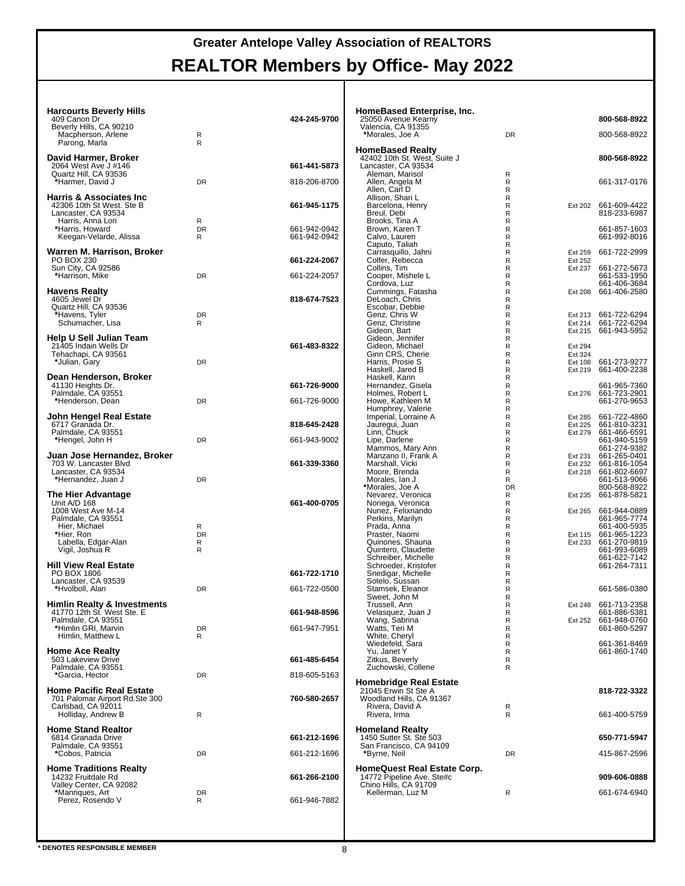# Greater Antelope Valley Association of REALTORS

# REALTOR Members by Office- May 2022

**Harcourts Beverly Hills**
409 Canon Dr — **424-245-9700**
Beverly Hills, CA 90210

| Name | Type | Ext | Phone |
|---|---|---|---|
| Macpherson, Arlene | R | | |
| Parong, Marla | R | | |

**David Harmer, Broker**
2064 West Ave J #146 — **661-441-5873**
Quartz Hill, CA 93536

| Name | Type | Ext | Phone |
|---|---|---|---|
| *Harmer, David J | DR | | 818-206-8700 |

**Harris & Associates Inc**
42306 10th St West. Ste B — **661-945-1175**
Lancaster, CA 93534

| Name | Type | Ext | Phone |
|---|---|---|---|
| Harris, Anna Lori | R | | |
| *Harris, Howard | DR | | 661-942-0942 |
| Keegan-Velarde, Alissa | R | | 661-942-0942 |

**Warren M. Harrison, Broker**
PO BOX 230 — **661-224-2067**
Sun City, CA 92586

| Name | Type | Ext | Phone |
|---|---|---|---|
| *Harrison, Mike | DR | | 661-224-2057 |

**Havens Realty**
4605 Jewel Dr — **818-674-7523**
Quartz Hill, CA 93536

| Name | Type | Ext | Phone |
|---|---|---|---|
| *Havens, Tyler | DR | | |
| Schumacher, Lisa | R | | |

**Help U Sell Julian Team**
21405 Indain Wells Dr — **661-483-8322**
Tehachapi, CA 93561

| Name | Type | Ext | Phone |
|---|---|---|---|
| *Julian, Gary | DR | | |

**Dean Henderson, Broker**
41130 Heights Dr. — **661-726-9000**
Palmdale, CA 93551

| Name | Type | Ext | Phone |
|---|---|---|---|
| *Henderson, Dean | DR | | 661-726-9000 |

**John Hengel Real Estate**
6717 Granada Dr. — **818-645-2428**
Palmdale, CA 93551

| Name | Type | Ext | Phone |
|---|---|---|---|
| *Hengel, John H | DR | | 661-943-9002 |

**Juan Jose Hernandez, Broker**
703 W. Lancaster Blvd — **661-339-3360**
Lancaster, CA 93534

| Name | Type | Ext | Phone |
|---|---|---|---|
| *Hernandez, Juan J | DR | | |

**The Hier Advantage**
Unit A/D 168 — **661-400-0705**
1008 West Ave M-14
Palmdale, CA 93551

| Name | Type | Ext | Phone |
|---|---|---|---|
| Hier, Michael | R | | |
| *Hier, Ron | DR | | |
| Labella, Edgar-Alan | R | | |
| Vigil, Joshua R | R | | |

**Hill View Real Estate**
PO BOX 1806 — **661-722-1710**
Lancaster, CA 93539

| Name | Type | Ext | Phone |
|---|---|---|---|
| *Hvolboll, Alan | DR | | 661-722-0500 |

**Himlin Realty & Investments**
41770 12th St. West Ste. E — **661-948-8596**
Palmdale, CA 93551

| Name | Type | Ext | Phone |
|---|---|---|---|
| *Himlin GRI, Marvin | DR | | 661-947-7951 |
| Himlin, Matthew L | R | | |

**Home Ace Realty**
503 Lakeview Drive — **661-485-6454**
Palmdale, CA 93551

| Name | Type | Ext | Phone |
|---|---|---|---|
| *Garcia, Hector | DR | | 818-605-5163 |

**Home Pacific Real Estate**
701 Palomar Airport Rd.Ste 300 — **760-580-2657**
Carlsbad, CA 92011

| Name | Type | Ext | Phone |
|---|---|---|---|
| Holliday, Andrew B | R | | |

**Home Stand Realtor**
6814 Granada Drive — **661-212-1696**
Palmdale, CA 93551

| Name | Type | Ext | Phone |
|---|---|---|---|
| *Cobos, Patricia | DR | | 661-212-1696 |

**Home Traditions Realty**
14232 Fruitdale Rd — **661-266-2100**
Valley Center, CA 92082

| Name | Type | Ext | Phone |
|---|---|---|---|
| *Manriques, Art | DR | | |
| Perez, Rosendo V | R | | 661-946-7882 |

**HomeBased Enterprise, Inc.**
25050 Avenue Kearny — **800-568-8922**
Valencia, CA 91355

| Name | Type | Ext | Phone |
|---|---|---|---|
| *Morales, Joe A | DR | | 800-568-8922 |

**HomeBased Realty**
42402 10th St. West, Suite J — **800-568-8922**
Lancaster, CA 93534

| Name | Type | Ext | Phone |
|---|---|---|---|
| Aleman, Marisol | R | | |
| Allen, Angela M | R | | 661-317-0176 |
| Allen, Carl D | R | | |
| Allison, Shari L | R | | |
| Barcelona, Henry | R | Ext 202 | 661-609-4422 |
| Breul, Debi | R | | 818-233-6987 |
| Brooks, Tina A | R | | |
| Brown, Karen T | R | | 661-857-1603 |
| Calvo, Lauren | R | | 661-992-8016 |
| Caputo, Taliah | R | | |
| Carrasquillo, Jahni | R | Ext 259 | 661-722-2999 |
| Colfer, Rebecca | R | Ext 252 | |
| Collins, Tim | R | Ext 237 | 661-272-5673 |
| Cooper, Mishele L | R | | 661-533-1950 |
| Cordova, Luz | R | | 661-406-3684 |
| Cummings, Fatasha | R | Ext 208 | 661-406-2580 |
| DeLoach, Chris | R | | |
| Escobar, Debbie | R | | |
| Genz, Chris W | R | Ext 213 | 661-722-6294 |
| Genz, Christine | R | Ext 214 | 661-722-6294 |
| Gideon, Bart | R | Ext 215 | 661-943-5952 |
| Gideon, Jennifer | R | | |
| Gideon, Michael | R | Ext 294 | |
| Ginn CRS, Cherie | R | Ext 324 | |
| Harris, Prosie S | R | Ext 108 | 661-273-9277 |
| Haskell, Jared B | R | Ext 219 | 661-400-2238 |
| Haskell, Karin | R | | |
| Hernandez, Gisela | R | | 661-965-7360 |
| Holmes, Robert L | R | Ext 276 | 661-723-2901 |
| Howe, Kathleen M | R | | 661-270-9653 |
| Humphrey, Valerie | R | | |
| Imperial, Lorraine A | R | Ext 285 | 661-722-4860 |
| Jauregui, Juan | R | Ext 225 | 661-810-3231 |
| Linn, Chuck | R | Ext 279 | 661-466-6591 |
| Lipe, Darlene | R | | 661-940-5159 |
| Mammos, Mary Ann | R | | 661-274-9382 |
| Manzano II, Frank A | R | Ext 231 | 661-265-0401 |
| Marshall, Vicki | R | Ext 232 | 661-816-1054 |
| Moore, Brenda | R | Ext 218 | 661-802-6697 |
| Morales, Ian J | R | | 661-513-9066 |
| *Morales, Joe A | DR | | 800-568-8922 |
| Nevarez, Veronica | R | Ext 235 | 661-878-5821 |
| Noriega, Veronica | R | | |
| Nunez, Felixnando | R | Ext 265 | 661-944-0889 |
| Perkins, Marilyn | R | | 661-965-7774 |
| Prada, Anna | R | | 661-400-5935 |
| Praster, Naomi | R | Ext 115 | 661-965-1223 |
| Quinones, Shauna | R | Ext 233 | 661-270-9819 |
| Quintero, Claudette | R | | 661-993-6089 |
| Schreiber, Michelle | R | | 661-622-7142 |
| Schroeder, Kristofer | R | | 661-264-7311 |
| Snedigar, Michelle | R | | |
| Sotelo, Sussan | R | | |
| Stamsek, Eleanor | R | | 661-586-0380 |
| Sweet, John M | R | | |
| Trussell, Ann | R | Ext 248 | 661-713-2358 |
| Velasquez, Juan J | R | | 661-886-5381 |
| Wang, Sabrina | R | Ext 252 | 661-948-0760 |
| Watts, Teri M | R | | 661-860-5297 |
| White, Cheryl | R | | |
| Wiedefeld, Sara | R | | 661-361-8469 |
| Yu, Janet Y | R | | 661-860-1740 |
| Zitkus, Beverly | R | | |
| Zuchowski, Collene | R | | |

**Homebridge Real Estate**
21045 Erwin St Ste A — **818-722-3322**
Woodland Hills, CA 91367

| Name | Type | Ext | Phone |
|---|---|---|---|
| Rivera, David A | R | | |
| Rivera, Irma | R | | 661-400-5759 |

**Homeland Realty**
1450 Sutter St. Ste 503 — **650-771-5947**
San Francisco, CA 94109

| Name | Type | Ext | Phone |
|---|---|---|---|
| *Byrne, Neil | DR | | 415-867-2596 |

**HomeQuest Real Estate Corp.**
14772 Pipeline Ave. Ste#c — **909-606-0888**
Chino Hills, CA 91709

| Name | Type | Ext | Phone |
|---|---|---|---|
| Kellerman, Luz M | R | | 661-674-6940 |

**\* DENOTES RESPONSIBLE MEMBER**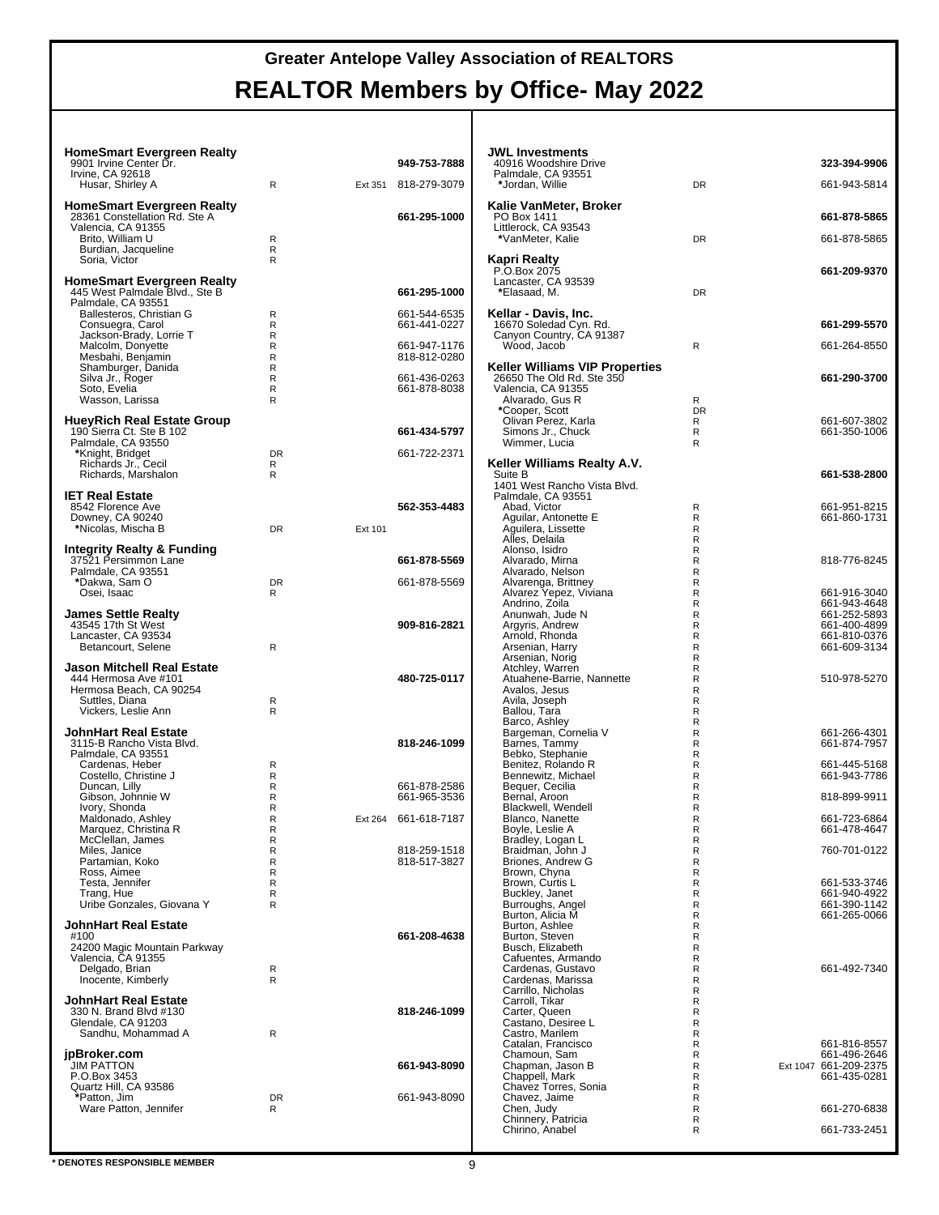# Greater Antelope Valley Association of REALTORS

## REALTOR Members by Office- May 2022

**HomeSmart Evergreen Realty** — 949-753-7888
9901 Irvine Center Dr.
Irvine, CA 92618

| Name | Type | Ext | Phone |
|---|---|---|---|
| Husar, Shirley A | R | Ext 351 | 818-279-3079 |

**HomeSmart Evergreen Realty** — 661-295-1000
28361 Constellation Rd. Ste A
Valencia, CA 91355

| Name | Type | Ext | Phone |
|---|---|---|---|
| Brito, William U | R | | |
| Burdian, Jacqueline | R | | |
| Soria, Victor | R | | |

**HomeSmart Evergreen Realty** — 661-295-1000
445 West Palmdale Blvd., Ste B
Palmdale, CA 93551

| Name | Type | Ext | Phone |
|---|---|---|---|
| Ballesteros, Christian G | R | | 661-544-6535 |
| Consuegra, Carol | R | | 661-441-0227 |
| Jackson-Brady, Lorrie T | R | | |
| Malcolm, Donyette | R | | 661-947-1176 |
| Mesbahi, Benjamin | R | | 818-812-0280 |
| Shamburger, Danida | R | | |
| Silva Jr., Roger | R | | 661-436-0263 |
| Soto, Evelia | R | | 661-878-8038 |
| Wasson, Larissa | R | | |

**HueyRich Real Estate Group** — 661-434-5797
190 Sierra Ct. Ste B 102
Palmdale, CA 93550

| Name | Type | Ext | Phone |
|---|---|---|---|
| *Knight, Bridget | DR | | 661-722-2371 |
| Richards Jr., Cecil | R | | |
| Richards, Marshalon | R | | |

**IET Real Estate** — 562-353-4483
8542 Florence Ave
Downey, CA 90240

| Name | Type | Ext | Phone |
|---|---|---|---|
| *Nicolas, Mischa B | DR | Ext 101 | |

**Integrity Realty & Funding** — 661-878-5569
37521 Persimmon Lane
Palmdale, CA 93551

| Name | Type | Ext | Phone |
|---|---|---|---|
| *Dakwa, Sam O | DR | | 661-878-5569 |
| Osei, Isaac | R | | |

**James Settle Realty** — 909-816-2821
43545 17th St West
Lancaster, CA 93534

| Name | Type | Ext | Phone |
|---|---|---|---|
| Betancourt, Selene | R | | |

**Jason Mitchell Real Estate** — 480-725-0117
444 Hermosa Ave #101
Hermosa Beach, CA 90254

| Name | Type | Ext | Phone |
|---|---|---|---|
| Suttles, Diana | R | | |
| Vickers, Leslie Ann | R | | |

**JohnHart Real Estate** — 818-246-1099
3115-B Rancho Vista Blvd.
Palmdale, CA 93551

| Name | Type | Ext | Phone |
|---|---|---|---|
| Cardenas, Heber | R | | |
| Costello, Christine J | R | | |
| Duncan, Lilly | R | | 661-878-2586 |
| Gibson, Johnnie W | R | | 661-965-3536 |
| Ivory, Shonda | R | | |
| Maldonado, Ashley | R | Ext 264 | 661-618-7187 |
| Marquez, Christina R | R | | |
| McClellan, James | R | | |
| Miles, Janice | R | | 818-259-1518 |
| Partamian, Koko | R | | 818-517-3827 |
| Ross, Aimee | R | | |
| Testa, Jennifer | R | | |
| Trang, Hue | R | | |
| Uribe Gonzales, Giovana Y | R | | |

**JohnHart Real Estate** — 661-208-4638
#100
24200 Magic Mountain Parkway
Valencia, CA 91355

| Name | Type | Ext | Phone |
|---|---|---|---|
| Delgado, Brian | R | | |
| Inocente, Kimberly | R | | |

**JohnHart Real Estate** — 818-246-1099
330 N. Brand Blvd #130
Glendale, CA 91203

| Name | Type | Ext | Phone |
|---|---|---|---|
| Sandhu, Mohammad A | R | | |

**jpBroker.com** — 661-943-8090
JIM PATTON
P.O.Box 3453
Quartz Hill, CA 93586

| Name | Type | Ext | Phone |
|---|---|---|---|
| *Patton, Jim | DR | | 661-943-8090 |
| Ware Patton, Jennifer | R | | |

**JWL Investments** — 323-394-9906
40916 Woodshire Drive
Palmdale, CA 93551

| Name | Type | Ext | Phone |
|---|---|---|---|
| *Jordan, Willie | DR | | 661-943-5814 |

**Kalie VanMeter, Broker** — 661-878-5865
PO Box 1411
Littlerock, CA 93543

| Name | Type | Ext | Phone |
|---|---|---|---|
| *VanMeter, Kalie | DR | | 661-878-5865 |

**Kapri Realty** — 661-209-9370
P.O.Box 2075
Lancaster, CA 93539

| Name | Type | Ext | Phone |
|---|---|---|---|
| *Elasaad, M. | DR | | |

**Kellar - Davis, Inc.** — 661-299-5570
16670 Soledad Cyn. Rd.
Canyon Country, CA 91387

| Name | Type | Ext | Phone |
|---|---|---|---|
| Wood, Jacob | R | | 661-264-8550 |

**Keller Williams VIP Properties** — 661-290-3700
26650 The Old Rd. Ste 350
Valencia, CA 91355

| Name | Type | Ext | Phone |
|---|---|---|---|
| Alvarado, Gus R | R | | |
| *Cooper, Scott | DR | | |
| Olivan Perez, Karla | R | | 661-607-3802 |
| Simons Jr., Chuck | R | | 661-350-1006 |
| Wimmer, Lucia | R | | |

**Keller Williams Realty A.V.** — 661-538-2800
Suite B
1401 West Rancho Vista Blvd.
Palmdale, CA 93551

| Name | Type | Ext | Phone |
|---|---|---|---|
| Abad, Victor | R | | 661-951-8215 |
| Aguilar, Antonette E | R | | 661-860-1731 |
| Aguilera, Lissette | R | | |
| Alles, Delaila | R | | |
| Alonso, Isidro | R | | |
| Alvarado, Mirna | R | | 818-776-8245 |
| Alvarado, Nelson | R | | |
| Alvarenga, Brittney | R | | |
| Alvarez Yepez, Viviana | R | | 661-916-3040 |
| Andrino, Zoila | R | | 661-943-4648 |
| Anunwah, Jude N | R | | 661-252-5893 |
| Argyris, Andrew | R | | 661-400-4899 |
| Arnold, Rhonda | R | | 661-810-0376 |
| Arsenian, Harry | R | | 661-609-3134 |
| Arsenian, Norig | R | | |
| Atchley, Warren | R | | |
| Atuahene-Barrie, Nannette | R | | 510-978-5270 |
| Avalos, Jesus | R | | |
| Avila, Joseph | R | | |
| Ballou, Tara | R | | |
| Barco, Ashley | R | | |
| Bargeman, Cornelia V | R | | 661-266-4301 |
| Barnes, Tammy | R | | 661-874-7957 |
| Bebko, Stephanie | R | | |
| Benitez, Rolando R | R | | 661-445-5168 |
| Bennewitz, Michael | R | | 661-943-7786 |
| Bequer, Cecilia | R | | |
| Bernal, Aroon | R | | 818-899-9911 |
| Blackwell, Wendell | R | | |
| Blanco, Nanette | R | | 661-723-6864 |
| Boyle, Leslie A | R | | 661-478-4647 |
| Bradley, Logan L | R | | |
| Braidman, John J | R | | 760-701-0122 |
| Briones, Andrew G | R | | |
| Brown, Chyna | R | | |
| Brown, Curtis L | R | | 661-533-3746 |
| Buckley, Janet | R | | 661-940-4922 |
| Burroughs, Angel | R | | 661-390-1142 |
| Burton, Alicia M | R | | 661-265-0066 |
| Burton, Ashlee | R | | |
| Burton, Steven | R | | |
| Busch, Elizabeth | R | | |
| Cafuentes, Armando | R | | |
| Cardenas, Gustavo | R | | 661-492-7340 |
| Cardenas, Marissa | R | | |
| Carrillo, Nicholas | R | | |
| Carroll, Tikar | R | | |
| Carter, Queen | R | | |
| Castano, Desiree L | R | | |
| Castro, Marilem | R | | |
| Catalan, Francisco | R | | 661-816-8557 |
| Chamoun, Sam | R | | 661-496-2646 |
| Chapman, Jason B | R | Ext 1047 | 661-209-2375 |
| Chappell, Mark | R | | 661-435-0281 |
| Chavez Torres, Sonia | R | | |
| Chavez, Jaime | R | | |
| Chen, Judy | R | | 661-270-6838 |
| Chinnery, Patricia | R | | |
| Chirino, Anabel | R | | 661-733-2451 |

\* DENOTES RESPONSIBLE MEMBER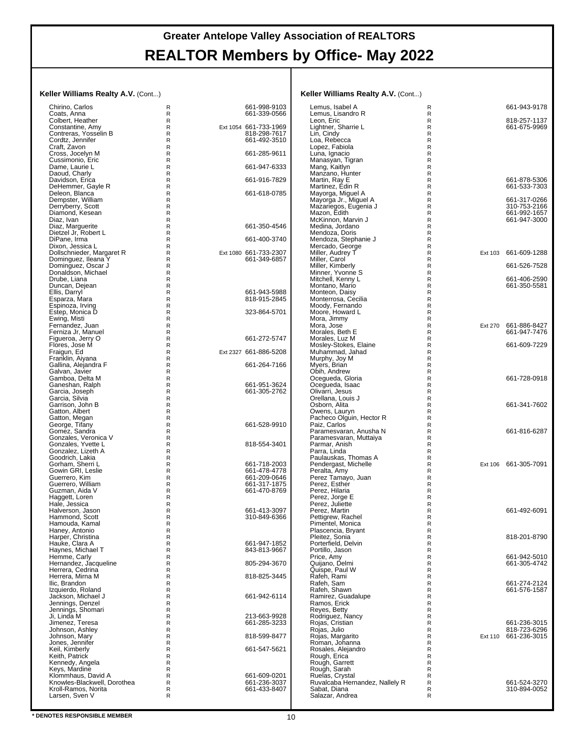# Greater Antelope Valley Association of REALTORS

## REALTOR Members by Office- May 2022

**Keller Williams Realty A.V.** (Cont...)

| Name | Type | Ext | Phone |
|---|---|---|---|
| Chirino, Carlos | R | | 661-998-9103 |
| Coats, Anna | R | | 661-339-0566 |
| Colbert, Heather | R | | |
| Constantine, Amy | R | Ext 1054 | 661-733-1969 |
| Contreras, Yosselin B | R | | 818-298-7617 |
| Cordtz, Jennifer | R | | 661-492-3510 |
| Craft, Zavon | R | | |
| Cross, Jocelyn M | R | | 661-285-9611 |
| Cussimonio, Eric | R | | |
| Dame, Laurie L | R | | 661-947-6333 |
| Daoud, Charly | R | | |
| Davidson, Erica | R | | 661-916-7829 |
| DeHemmer, Gayle R | R | | |
| Deleon, Blanca | R | | 661-618-0785 |
| Dempster, William | R | | |
| Derryberry, Scott | R | | |
| Diamond, Kesean | R | | |
| Diaz, Ivan | R | | |
| Diaz, Marguerite | R | | 661-350-4546 |
| Dietzel Jr, Robert L | R | | |
| DiPane, Irma | R | | 661-400-3740 |
| Dixon, Jessica L | R | | |
| Dollschnieder, Margaret R | R | Ext 1080 | 661-733-2307 |
| Dominguez, Ileana Y | R | | 661-349-6857 |
| Dominguez, Oscar J | R | | |
| Donaldson, Michael | R | | |
| Drube, Liana | R | | |
| Duncan, Dejean | R | | |
| Ellis, Darryl | R | | 661-943-5988 |
| Esparza, Mara | R | | 818-915-2845 |
| Espinoza, Irving | R | | |
| Estep, Monica D | R | | 323-864-5701 |
| Ewing, Misti | R | | |
| Fernandez, Juan | R | | |
| Ferniza Jr, Manuel | R | | |
| Figueroa, Jerry O | R | | 661-272-5747 |
| Flores, Jose M | R | | |
| Fraigun, Ed | R | Ext 2327 | 661-886-5208 |
| Franklin, Aiyana | R | | |
| Gallina, Alejandra F | R | | 661-264-7166 |
| Galvan, Javier | R | | |
| Gamboa, Delta M | R | | |
| Ganeshan, Ralph | R | | 661-951-3624 |
| Garcia, Joseph | R | | 661-305-2762 |
| Garcia, Silvia | R | | |
| Garrison, John B | R | | |
| Gatton, Albert | R | | |
| Gatton, Megan | R | | |
| George, Tifany | R | | 661-528-9910 |
| Gomez, Sandra | R | | |
| Gonzales, Veronica V | R | | |
| Gonzales, Yvette L | R | | 818-554-3401 |
| Gonzalez, Lizeth A | R | | |
| Goodrich, Lakia | R | | |
| Gorham, Sherri L | R | | 661-718-2003 |
| Gowin GRI, Leslie | R | | 661-478-4778 |
| Guerrero, Kim | R | | 661-209-0646 |
| Guerrero, William | R | | 661-317-1875 |
| Guzman, Aida V | R | | 661-470-8769 |
| Haggett, Loren | R | | |
| Hale, Jessica | R | | |
| Halverson, Jason | R | | 661-413-3097 |
| Hammond, Scott | R | | 310-849-6366 |
| Hamouda, Kamal | R | | |
| Haney, Antonio | R | | |
| Harper, Christina | R | | |
| Hauke, Clara A | R | | 661-947-1852 |
| Haynes, Michael T | R | | 843-813-9667 |
| Hemme, Carly | R | | |
| Hernandez, Jacqueline | R | | 805-294-3670 |
| Herrera, Cedrina | R | | |
| Herrera, Mirna M | R | | 818-825-3445 |
| Ilic, Brandon | R | | |
| Izquierdo, Roland | R | | |
| Jackson, Michael J | R | | 661-942-6114 |
| Jennings, Denzel | R | | |
| Jennings, Shomari | R | | |
| Ji, Linda M | R | | 213-663-9928 |
| Jimenez, Teresa | R | | 661-285-3233 |
| Johnson, Ashley | R | | |
| Johnson, Mary | R | | 818-599-8477 |
| Jones, Jennifer | R | | |
| Keil, Kimberly | R | | 661-547-5621 |
| Keith, Patrick | R | | |
| Kennedy, Angela | R | | |
| Keys, Mardine | R | | |
| Klommhaus, David A | R | | 661-609-0201 |
| Knowles-Blackwell, Dorothea | R | | 661-236-3037 |
| Kroll-Ramos, Norita | R | | 661-433-8407 |
| Larsen, Sven V | R | | |

**Keller Williams Realty A.V.** (Cont...)

| Name | Type | Ext | Phone |
|---|---|---|---|
| Lemus, Isabel A | R | | 661-943-9178 |
| Lemus, Lisandro R | R | | |
| Leon, Eric | R | | 818-257-1137 |
| Lightner, Sharrie L | R | | 661-675-9969 |
| Lin, Cindy | R | | |
| Loa, Rebecca | R | | |
| Lopez, Fabiola | R | | |
| Luna, Ignacio | R | | |
| Manasyan, Tigran | R | | |
| Mang, Kaitlyn | R | | |
| Manzano, Hunter | R | | |
| Martin, Ray E | R | | 661-878-5306 |
| Martinez, Edin R | R | | 661-533-7303 |
| Mayorga, Miguel A | R | | |
| Mayorga Jr., Miguel A | R | | 661-317-0266 |
| Mazariegos, Eugenia J | R | | 310-753-2166 |
| Mazon, Edith | R | | 661-992-1657 |
| McKinnon, Marvin J | R | | 661-947-3000 |
| Medina, Jordano | R | | |
| Mendoza, Doris | R | | |
| Mendoza, Stephanie J | R | | |
| Mercado, George | R | | |
| Miller, Audrey T | R | Ext 103 | 661-609-1288 |
| Miller, Carol | R | | |
| Miller, Kimberly | R | | 661-526-7528 |
| Minner, Yvonne S | R | | |
| Mitchell, Kenny L | R | | 661-406-2590 |
| Montano, Mario | R | | 661-350-5581 |
| Monteon, Daisy | R | | |
| Monterrosa, Cecilia | R | | |
| Moody, Fernando | R | | |
| Moore, Howard L | R | | |
| Mora, Jimmy | R | | |
| Mora, Jose | R | Ext 270 | 661-886-8427 |
| Morales, Beth E | R | | 661-947-7476 |
| Morales, Luz M | R | | |
| Mosley-Stokes, Elaine | R | | 661-609-7229 |
| Muhammad, Jahad | R | | |
| Murphy, Joy M | R | | |
| Myers, Brian | R | | |
| Obih, Andrew | R | | |
| Ocegueda, Gloria | R | | 661-728-0918 |
| Ocegueda, Isaac | R | | |
| Olivarri, Jesus | R | | |
| Orellana, Louis J | R | | |
| Osborn, Alita | R | | 661-341-7602 |
| Owens, Lauryn | R | | |
| Pacheco Olguin, Hector R | R | | |
| Paiz, Carlos | R | | |
| Paramesvaran, Anusha N | R | | 661-816-6287 |
| Paramesvaran, Muttaiya | R | | |
| Parmar, Anish | R | | |
| Parra, Linda | R | | |
| Paulauskas, Thomas A | R | | |
| Pendergast, Michelle | R | Ext 106 | 661-305-7091 |
| Peralta, Amy | R | | |
| Perez Tamayo, Juan | R | | |
| Perez, Esther | R | | |
| Perez, Hilaria | R | | |
| Perez, Jorge E | R | | |
| Perez, Juliette | R | | |
| Perez, Martin | R | | 661-492-6091 |
| Pettigrew, Rachel | R | | |
| Pimentel, Monica | R | | |
| Plascencia, Bryant | R | | |
| Pleitez, Sonia | R | | 818-201-8790 |
| Porterfield, Delvin | R | | |
| Portillo, Jason | R | | |
| Price, Amy | R | | 661-942-5010 |
| Quijano, Delmi | R | | 661-305-4742 |
| Quispe, Paul W | R | | |
| Rafeh, Rami | R | | |
| Rafeh, Sam | R | | 661-274-2124 |
| Rafeh, Shawn | R | | 661-576-1587 |
| Ramirez, Guadalupe | R | | |
| Ramos, Erick | R | | |
| Reyes, Betty | R | | |
| Rodriguez, Nancy | R | | |
| Rojas, Cristian | R | | 661-236-3015 |
| Rojas, Julio | R | | 818-723-6296 |
| Rojas, Margarito | R | Ext 110 | 661-236-3015 |
| Roman, Johanna | R | | |
| Rosales, Alejandro | R | | |
| Rough, Erica | R | | |
| Rough, Garrett | R | | |
| Rough, Sarah | R | | |
| Ruelas, Crystal | R | | |
| Ruvalcaba Hernandez, Nallely R | R | | 661-524-3270 |
| Sabat, Diana | R | | 310-894-0052 |
| Salazar, Andrea | R | | |

**\* DENOTES RESPONSIBLE MEMBER**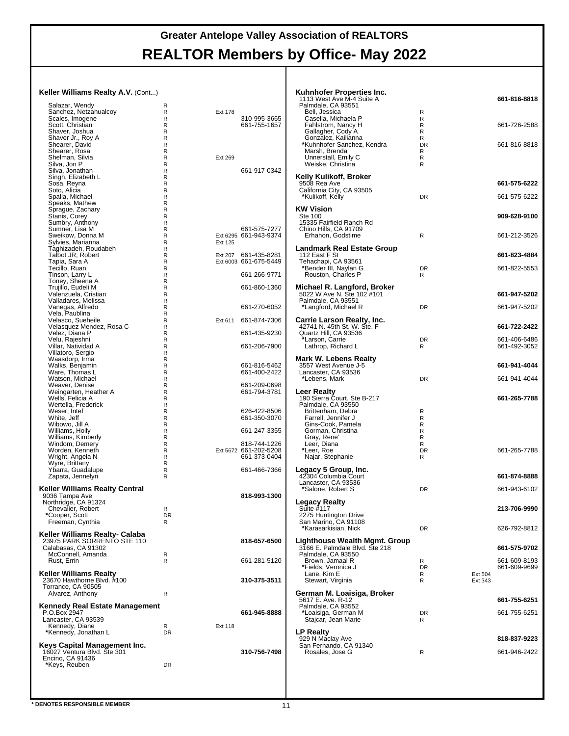# Greater Antelope Valley Association of REALTORS

# REALTOR Members by Office- May 2022

### Keller Williams Realty A.V. (Cont...)

| Name | Type | Ext | Phone |
|---|---|---|---|
| Salazar, Wendy | R | | |
| Sanchez, Netzahualcoy | R | Ext 178 | |
| Scales, Imogene | R | | 310-995-3665 |
| Scott, Christian | R | | 661-755-1657 |
| Shaver, Joshua | R | | |
| Shaver Jr., Roy A | R | | |
| Shearer, David | R | | |
| Shearer, Rosa | R | | |
| Shelman, Silvia | R | Ext 269 | |
| Silva, Jon P | R | | |
| Silva, Jonathan | R | | 661-917-0342 |
| Singh, Elizabeth L | R | | |
| Sosa, Reyna | R | | |
| Soto, Alicia | R | | |
| Spalla, Michael | R | | |
| Speaks, Mathew | R | | |
| Sprague, Zachary | R | | |
| Stanis, Corey | R | | |
| Sumbry, Anthony | R | | |
| Sumner, Lisa M | R | | 661-575-7277 |
| Sweikow, Donna M | R | Ext 6295 | 661-943-9374 |
| Sylvies, Marianna | R | Ext 125 | |
| Taghizadeh, Roudabeh | R | | |
| Talbot JR, Robert | R | Ext 207 | 661-435-8281 |
| Tapia, Sara A | R | Ext 6003 | 661-675-5449 |
| Tecillo, Ruan | R | | |
| Tinson, Larry L | R | | 661-266-9771 |
| Toney, Sheena A | R | | |
| Trujillo, Eudeli M | R | | 661-860-1360 |
| Valenzuela, Cristian | R | | |
| Valladares, Melissa | R | | |
| Vanegas, Alfredo | R | | 661-270-6052 |
| Vela, Paublina | R | | |
| Velasco, Sueheile | R | Ext 611 | 661-874-7306 |
| Velasquez Mendez, Rosa C | R | | |
| Velez, Diana P | R | | 661-435-9230 |
| Velu, Rajeshni | R | | |
| Villar, Natividad A | R | | 661-206-7900 |
| Villatoro, Sergio | R | | |
| Waasdorp, Irma | R | | |
| Walks, Benjamin | R | | 661-816-5462 |
| Ware, Thomas L | R | | 661-400-2422 |
| Watson, Michael | R | | |
| Weaver, Denise | R | | 661-209-0698 |
| Weingarten, Heather A | R | | 661-794-3781 |
| Wells, Felicia A | R | | |
| Wertella, Frederick | R | | |
| Weser, Intef | R | | 626-422-8506 |
| White, Jeff | R | | 661-350-3070 |
| Wibowo, Jill A | R | | |
| Williams, Holly | R | | 661-247-3355 |
| Williams, Kimberly | R | | |
| Windom, Demery | R | | 818-744-1226 |
| Worden, Kenneth | R | Ext 5672 | 661-202-5208 |
| Wright, Angela N | R | | 661-373-0404 |
| Wyre, Brittany | R | | |
| Ybarra, Guadalupe | R | | 661-466-7366 |
| Zapata, Jennelyn | R | | |

### Keller Williams Realty Central
9036 Tampa Ave
Northridge, CA 91324
**818-993-1300**

| Name | Type | Ext | Phone |
|---|---|---|---|
| Chevalier, Robert | R | | |
| *Cooper, Scott | DR | | |
| Freeman, Cynthia | R | | |

### Keller Williams Realty- Calaba
23975 PARK SORRENTO STE 110
Calabasas, CA 91302
**818-657-6500**

| Name | Type | Ext | Phone |
|---|---|---|---|
| McConnell, Amanda | R | | |
| Rust, Errin | R | | 661-281-5120 |

### Keller Williams Realty
23670 Hawthorne Blvd. #100
Torrance, CA 90505
**310-375-3511**

| Name | Type | Ext | Phone |
|---|---|---|---|
| Alvarez, Anthony | R | | |

### Kennedy Real Estate Management
P.O.Box 2947
Lancaster, CA 93539
**661-945-8888**

| Name | Type | Ext | Phone |
|---|---|---|---|
| Kennedy, Diane | R | Ext 118 | |
| *Kennedy, Jonathan L | DR | | |

### Keys Capital Management Inc.
16027 Ventura Blvd. Ste 301
Encino, CA 91436
**310-756-7498**

| Name | Type | Ext | Phone |
|---|---|---|---|
| *Keys, Reuben | DR | | |

### Kuhnhofer Properties Inc.
1113 West Ave M-4 Suite A
Palmdale, CA 93551
**661-816-8818**

| Name | Type | Ext | Phone |
|---|---|---|---|
| Bell, Jessica | R | | |
| Casella, Michaela P | R | | |
| Fahlstrom, Nancy H | R | | 661-726-2588 |
| Gallagher, Cody A | R | | |
| Gonzalez, Kailianna | R | | |
| *Kuhnhofer-Sanchez, Kendra | DR | | 661-816-8818 |
| Marsh, Brenda | R | | |
| Unnerstall, Emily C | R | | |
| Weiske, Christina | R | | |

### Kelly Kulikoff, Broker
9508 Rea Ave
California City, CA 93505
**661-575-6222**

| Name | Type | Ext | Phone |
|---|---|---|---|
| *Kulikoff, Kelly | DR | | 661-575-6222 |

### KW Vision
Ste 100
15335 Fairfield Ranch Rd
Chino Hills, CA 91709
**909-628-9100**

| Name | Type | Ext | Phone |
|---|---|---|---|
| Erhahon, Godstime | R | | 661-212-3526 |

### Landmark Real Estate Group
112 East F St
Tehachapi, CA 93561
**661-823-4884**

| Name | Type | Ext | Phone |
|---|---|---|---|
| *Bender III, Naylan G | DR | | 661-822-5553 |
| Rouston, Charles P | R | | |

### Michael R. Langford, Broker
5022 W Ave N. Ste 102 #101
Palmdale, CA 93551
**661-947-5202**

| Name | Type | Ext | Phone |
|---|---|---|---|
| *Langford, Michael R | DR | | 661-947-5202 |

### Carrie Larson Realty, Inc.
42741 N. 45th St. W. Ste. F
Quartz Hill, CA 93536
**661-722-2422**

| Name | Type | Ext | Phone |
|---|---|---|---|
| *Larson, Carrie | DR | | 661-406-6486 |
| Lathrop, Richard L | R | | 661-492-3052 |

### Mark W. Lebens Realty
3557 West Avenue J-5
Lancaster, CA 93536
**661-941-4044**

| Name | Type | Ext | Phone |
|---|---|---|---|
| *Lebens, Mark | DR | | 661-941-4044 |

### Leer Realty
190 Sierra Court. Ste B-217
Palmdale, CA 93550
**661-265-7788**

| Name | Type | Ext | Phone |
|---|---|---|---|
| Brittenham, Debra | R | | |
| Farrell, Jennifer J | R | | |
| Gins-Cook, Pamela | R | | |
| Gorman, Christina | R | | |
| Gray, Rene' | R | | |
| Leer, Diana | R | | |
| *Leer, Roe | DR | | 661-265-7788 |
| Najar, Stephanie | R | | |

### Legacy 5 Group, Inc.
42304 Columbia Court
Lancaster, CA 93536
**661-874-8888**

| Name | Type | Ext | Phone |
|---|---|---|---|
| *Salone, Robert S | DR | | 661-943-6102 |

### Legacy Realty
Suite #117
2275 Huntington Drive
San Marino, CA 91108
**213-706-9990**

| Name | Type | Ext | Phone |
|---|---|---|---|
| *Karasarkisian, Nick | DR | | 626-792-8812 |

### Lighthouse Wealth Mgmt. Group
3166 E. Palmdale Blvd. Ste 218
Palmdale, CA 93550
**661-575-9702**

| Name | Type | Ext | Phone |
|---|---|---|---|
| Brown, Jamaal R | R | | 661-609-8193 |
| *Fields, Veronica J | DR | | 661-609-9699 |
| Lane, Kim E | R | Ext 504 | |
| Stewart, Virginia | R | Ext 343 | |

### German M. Loaisiga, Broker
5617 E. Ave. R-12
Palmdale, CA 93552
**661-755-6251**

| Name | Type | Ext | Phone |
|---|---|---|---|
| *Loaisiga, German M | DR | | 661-755-6251 |
| Stajcar, Jean Marie | R | | |

### LP Realty
929 N Maclay Ave
San Fernando, CA 91340
**818-837-9223**

| Name | Type | Ext | Phone |
|---|---|---|---|
| Rosales, Jose G | R | | 661-946-2422 |

**\* DENOTES RESPONSIBLE MEMBER**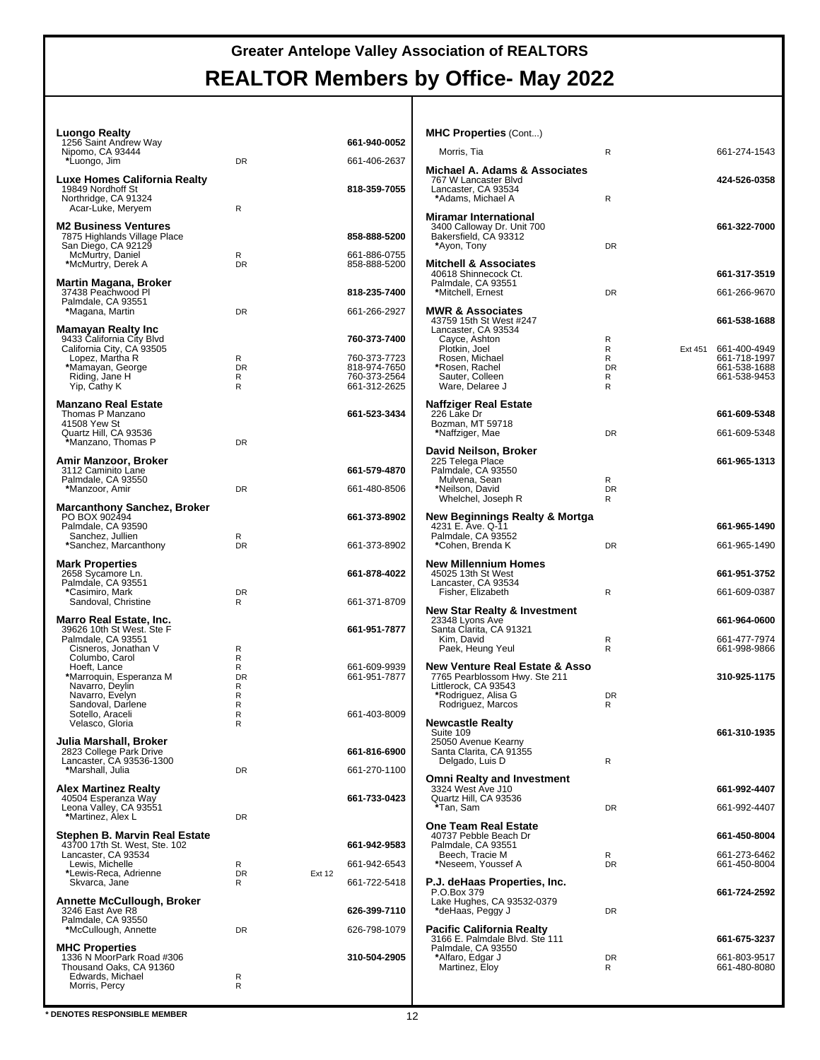# Greater Antelope Valley Association of REALTORS

# REALTOR Members by Office- May 2022

**Luongo Realty**
1256 Saint Andrew Way — **661-940-0052**
Nipomo, CA 93444

| Name | Type | Ext | Phone |
|---|---|---|---|
| *Luongo, Jim | DR | | 661-406-2637 |

**Luxe Homes California Realty**
19849 Nordhoff St — **818-359-7055**
Northridge, CA 91324

| Name | Type | Ext | Phone |
|---|---|---|---|
| Acar-Luke, Meryem | R | | |

**M2 Business Ventures**
7875 Highlands Village Place — **858-888-5200**
San Diego, CA 92129

| Name | Type | Ext | Phone |
|---|---|---|---|
| McMurtry, Daniel | R | | 661-886-0755 |
| *McMurtry, Derek A | DR | | 858-888-5200 |

**Martin Magana, Broker**
37438 Peachwood Pl — **818-235-7400**
Palmdale, CA 93551

| Name | Type | Ext | Phone |
|---|---|---|---|
| *Magana, Martin | DR | | 661-266-2927 |

**Mamayan Realty Inc**
9433 California City Blvd — **760-373-7400**
California City, CA 93505

| Name | Type | Ext | Phone |
|---|---|---|---|
| Lopez, Martha R | R | | 760-373-7723 |
| *Mamayan, George | DR | | 818-974-7650 |
| Riding, Jane H | R | | 760-373-2564 |
| Yip, Cathy K | R | | 661-312-2625 |

**Manzano Real Estate**
Thomas P Manzano — **661-523-3434**
41508 Yew St
Quartz Hill, CA 93536

| Name | Type | Ext | Phone |
|---|---|---|---|
| *Manzano, Thomas P | DR | | |

**Amir Manzoor, Broker**
3112 Caminito Lane — **661-579-4870**
Palmdale, CA 93550

| Name | Type | Ext | Phone |
|---|---|---|---|
| *Manzoor, Amir | DR | | 661-480-8506 |

**Marcanthony Sanchez, Broker**
PO BOX 902494 — **661-373-8902**
Palmdale, CA 93590

| Name | Type | Ext | Phone |
|---|---|---|---|
| Sanchez, Jullien | R | | |
| *Sanchez, Marcanthony | DR | | 661-373-8902 |

**Mark Properties**
2658 Sycamore Ln. — **661-878-4022**
Palmdale, CA 93551

| Name | Type | Ext | Phone |
|---|---|---|---|
| *Casimiro, Mark | DR | | |
| Sandoval, Christine | R | | 661-371-8709 |

**Marro Real Estate, Inc.**
39626 10th St West. Ste F — **661-951-7877**
Palmdale, CA 93551

| Name | Type | Ext | Phone |
|---|---|---|---|
| Cisneros, Jonathan V | R | | |
| Columbo, Carol | R | | |
| Hoeft, Lance | R | | 661-609-9939 |
| *Marroquin, Esperanza M | DR | | 661-951-7877 |
| Navarro, Deylin | R | | |
| Navarro, Evelyn | R | | |
| Sandoval, Darlene | R | | |
| Sotello, Araceli | R | | 661-403-8009 |
| Velasco, Gloria | R | | |

**Julia Marshall, Broker**
2823 College Park Drive — **661-816-6900**
Lancaster, CA 93536-1300

| Name | Type | Ext | Phone |
|---|---|---|---|
| *Marshall, Julia | DR | | 661-270-1100 |

**Alex Martinez Realty**
40504 Esperanza Way — **661-733-0423**
Leona Valley, CA 93551

| Name | Type | Ext | Phone |
|---|---|---|---|
| *Martinez, Alex L | DR | | |

**Stephen B. Marvin Real Estate**
43700 17th St. West, Ste. 102 — **661-942-9583**
Lancaster, CA 93534

| Name | Type | Ext | Phone |
|---|---|---|---|
| Lewis, Michelle | R | | 661-942-6543 |
| *Lewis-Reca, Adrienne | DR | Ext 12 | |
| Skvarca, Jane | R | | 661-722-5418 |

**Annette McCullough, Broker**
3246 East Ave R8 — **626-399-7110**
Palmdale, CA 93550

| Name | Type | Ext | Phone |
|---|---|---|---|
| *McCullough, Annette | DR | | 626-798-1079 |

**MHC Properties**
1336 N MoorPark Road #306 — **310-504-2905**
Thousand Oaks, CA 91360

| Name | Type | Ext | Phone |
|---|---|---|---|
| Edwards, Michael | R | | |
| Morris, Percy | R | | |
| Morris, Tia | R | | 661-274-1543 |

**Michael A. Adams & Associates**
767 W Lancaster Blvd — **424-526-0358**
Lancaster, CA 93534

| Name | Type | Ext | Phone |
|---|---|---|---|
| *Adams, Michael A | R | | |

**Miramar International**
3400 Calloway Dr. Unit 700 — **661-322-7000**
Bakersfield, CA 93312

| Name | Type | Ext | Phone |
|---|---|---|---|
| *Ayon, Tony | DR | | |

**Mitchell & Associates**
40618 Shinnecock Ct. — **661-317-3519**
Palmdale, CA 93551

| Name | Type | Ext | Phone |
|---|---|---|---|
| *Mitchell, Ernest | DR | | 661-266-9670 |

**MWR & Associates**
43759 15th St West #247 — **661-538-1688**
Lancaster, CA 93534

| Name | Type | Ext | Phone |
|---|---|---|---|
| Cayce, Ashton | R | | |
| Plotkin, Joel | R | Ext 451 | 661-400-4949 |
| Rosen, Michael | R | | 661-718-1997 |
| *Rosen, Rachel | DR | | 661-538-1688 |
| Sauter, Colleen | R | | 661-538-9453 |
| Ware, Delaree J | R | | |

**Naffziger Real Estate**
226 Lake Dr — **661-609-5348**
Bozman, MT 59718

| Name | Type | Ext | Phone |
|---|---|---|---|
| *Naffziger, Mae | DR | | 661-609-5348 |

**David Neilson, Broker**
225 Telega Place — **661-965-1313**
Palmdale, CA 93550

| Name | Type | Ext | Phone |
|---|---|---|---|
| Mulvena, Sean | R | | |
| *Neilson, David | DR | | |
| Whelchel, Joseph R | R | | |

**New Beginnings Realty & Mortga**
4231 E. Ave. Q-11 — **661-965-1490**
Palmdale, CA 93552

| Name | Type | Ext | Phone |
|---|---|---|---|
| *Cohen, Brenda K | DR | | 661-965-1490 |

**New Millennium Homes**
45025 13th St West — **661-951-3752**
Lancaster, CA 93534

| Name | Type | Ext | Phone |
|---|---|---|---|
| Fisher, Elizabeth | R | | 661-609-0387 |

**New Star Realty & Investment**
23348 Lyons Ave — **661-964-0600**
Santa Clarita, CA 91321

| Name | Type | Ext | Phone |
|---|---|---|---|
| Kim, David | R | | 661-477-7974 |
| Paek, Heung Yeul | R | | 661-998-9866 |

**New Venture Real Estate & Asso**
7765 Pearblossom Hwy. Ste 211 — **310-925-1175**
Littlerock, CA 93543

| Name | Type | Ext | Phone |
|---|---|---|---|
| *Rodriguez, Alisa G | DR | | |
| Rodriguez, Marcos | R | | |

**Newcastle Realty**
Suite 109 — **661-310-1935**
25050 Avenue Kearny
Santa Clarita, CA 91355

| Name | Type | Ext | Phone |
|---|---|---|---|
| Delgado, Luis D | R | | |

**Omni Realty and Investment**
3324 West Ave J10 — **661-992-4407**
Quartz Hill, CA 93536

| Name | Type | Ext | Phone |
|---|---|---|---|
| *Tan, Sam | DR | | 661-992-4407 |

**One Team Real Estate**
40737 Pebble Beach Dr — **661-450-8004**
Palmdale, CA 93551

| Name | Type | Ext | Phone |
|---|---|---|---|
| Beech, Tracie M | R | | 661-273-6462 |
| *Neseem, Youssef A | DR | | 661-450-8004 |

**P.J. deHaas Properties, Inc.**
P.O.Box 379 — **661-724-2592**
Lake Hughes, CA 93532-0379

| Name | Type | Ext | Phone |
|---|---|---|---|
| *deHaas, Peggy J | DR | | |

**Pacific California Realty**
3166 E. Palmdale Blvd. Ste 111 — **661-675-3237**
Palmdale, CA 93550

| Name | Type | Ext | Phone |
|---|---|---|---|
| *Alfaro, Edgar J | DR | | 661-803-9517 |
| Martinez, Eloy | R | | 661-480-8080 |

**\* DENOTES RESPONSIBLE MEMBER**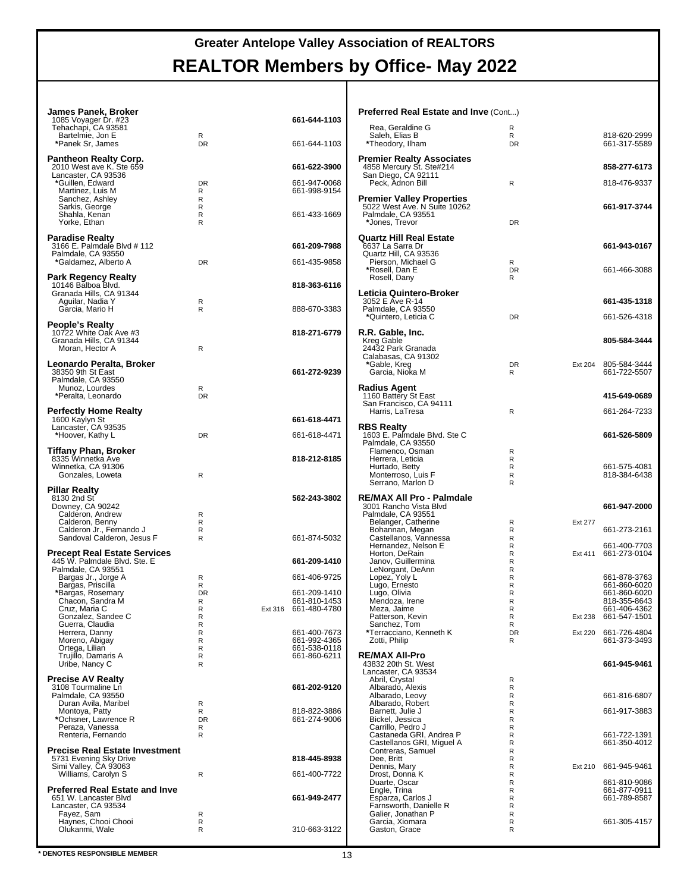# Greater Antelope Valley Association of REALTORS

# REALTOR Members by Office- May 2022

**James Panek, Broker** — **661-644-1103**
1085 Voyager Dr. #23
Tehachapi, CA 93581

| Name | Type | Ext | Phone |
|---|---|---|---|
| Bartelmie, Jon E | R | | |
| *Panek Sr, James | DR | | 661-644-1103 |

**Pantheon Realty Corp.** — **661-622-3900**
2010 West ave K. Ste 659
Lancaster, CA 93536

| Name | Type | Ext | Phone |
|---|---|---|---|
| *Guillen, Edward | DR | | 661-947-0068 |
| Martinez, Luis M | R | | 661-998-9154 |
| Sanchez, Ashley | R | | |
| Sarkis, George | R | | |
| Shahla, Kenan | R | | 661-433-1669 |
| Yorke, Ethan | R | | |

**Paradise Realty** — **661-209-7988**
3166 E. Palmdale Blvd # 112
Palmdale, CA 93550

| Name | Type | Ext | Phone |
|---|---|---|---|
| *Galdamez, Alberto A | DR | | 661-435-9858 |

**Park Regency Realty** — **818-363-6116**
10146 Balboa Blvd.
Granada Hills, CA 91344

| Name | Type | Ext | Phone |
|---|---|---|---|
| Aguilar, Nadia Y | R | | |
| Garcia, Mario H | R | | 888-670-3383 |

**People's Realty** — **818-271-6779**
10722 White Oak Ave #3
Granada Hills, CA 91344

| Name | Type | Ext | Phone |
|---|---|---|---|
| Moran, Hector A | R | | |

**Leonardo Peralta, Broker** — **661-272-9239**
38350 9th St East
Palmdale, CA 93550

| Name | Type | Ext | Phone |
|---|---|---|---|
| Munoz, Lourdes | R | | |
| *Peralta, Leonardo | DR | | |

**Perfectly Home Realty** — **661-618-4471**
1600 Kaylyn St
Lancaster, CA 93535

| Name | Type | Ext | Phone |
|---|---|---|---|
| *Hoover, Kathy L | DR | | 661-618-4471 |

**Tiffany Phan, Broker** — **818-212-8185**
8335 Winnetka Ave
Winnetka, CA 91306

| Name | Type | Ext | Phone |
|---|---|---|---|
| Gonzales, Loweta | R | | |

**Pillar Realty** — **562-243-3802**
8130 2nd St
Downey, CA 90242

| Name | Type | Ext | Phone |
|---|---|---|---|
| Calderon, Andrew | R | | |
| Calderon, Benny | R | | |
| Calderon Jr., Fernando J | R | | |
| Sandoval Calderon, Jesus F | R | | 661-874-5032 |

**Precept Real Estate Services** — **661-209-1410**
445 W. Palmdale Blvd. Ste. E
Palmdale, CA 93551

| Name | Type | Ext | Phone |
|---|---|---|---|
| Bargas Jr., Jorge A | R | | 661-406-9725 |
| Bargas, Priscilla | R | | |
| *Bargas, Rosemary | DR | | 661-209-1410 |
| Chacon, Sandra M | R | | 661-810-1453 |
| Cruz, Maria C | R | Ext 316 | 661-480-4780 |
| Gonzalez, Sandee C | R | | |
| Guerra, Claudia | R | | |
| Herrera, Danny | R | | 661-400-7673 |
| Moreno, Abigay | R | | 661-992-4365 |
| Ortega, Lilian | R | | 661-538-0118 |
| Trujillo, Damaris A | R | | 661-860-6211 |
| Uribe, Nancy C | R | | |

**Precise AV Realty** — **661-202-9120**
3108 Tourmaline Ln
Palmdale, CA 93550

| Name | Type | Ext | Phone |
|---|---|---|---|
| Duran Avila, Maribel | R | | |
| Montoya, Patty | R | | 818-822-3886 |
| *Ochsner, Lawrence R | DR | | 661-274-9006 |
| Peraza, Vanessa | R | | |
| Renteria, Fernando | R | | |

**Precise Real Estate Investment** — **818-445-8938**
5731 Evening Sky Drive
Simi Valley, CA 93063

| Name | Type | Ext | Phone |
|---|---|---|---|
| Williams, Carolyn S | R | | 661-400-7722 |

**Preferred Real Estate and Inve** — **661-949-2477**
651 W. Lancaster Blvd
Lancaster, CA 93534

| Name | Type | Ext | Phone |
|---|---|---|---|
| Fayez, Sam | R | | |
| Haynes, Chooi Chooi | R | | |
| Olukanmi, Wale | R | | 310-663-3122 |

**Preferred Real Estate and Inve** (Cont...)

| Name | Type | Ext | Phone |
|---|---|---|---|
| Rea, Geraldine G | R | | |
| Saleh, Elias B | R | | 818-620-2999 |
| *Theodory, Ilham | DR | | 661-317-5589 |

**Premier Realty Associates** — **858-277-6173**
4858 Mercury St. Ste#214
San Diego, CA 92111

| Name | Type | Ext | Phone |
|---|---|---|---|
| Peck, Adnon Bill | R | | 818-476-9337 |

**Premier Valley Properties** — **661-917-3744**
5022 West Ave. N Suite 10262
Palmdale, CA 93551

| Name | Type | Ext | Phone |
|---|---|---|---|
| *Jones, Trevor | DR | | |

**Quartz Hill Real Estate** — **661-943-0167**
6637 La Sarra Dr
Quartz Hill, CA 93536

| Name | Type | Ext | Phone |
|---|---|---|---|
| Pierson, Michael G | R | | |
| *Rosell, Dan E | DR | | 661-466-3088 |
| Rosell, Dany | R | | |

**Leticia Quintero-Broker** — **661-435-1318**
3052 E Ave R-14
Palmdale, CA 93550

| Name | Type | Ext | Phone |
|---|---|---|---|
| *Quintero, Leticia C | DR | | 661-526-4318 |

**R.R. Gable, Inc.** — **805-584-3444**
Kreg Gable
24432 Park Granada
Calabasas, CA 91302

| Name | Type | Ext | Phone |
|---|---|---|---|
| *Gable, Kreg | DR | Ext 204 | 805-584-3444 |
| Garcia, Nioka M | R | | 661-722-5507 |

**Radius Agent** — **415-649-0689**
1160 Battery St East
San Francisco, CA 94111

| Name | Type | Ext | Phone |
|---|---|---|---|
| Harris, LaTresa | R | | 661-264-7233 |

**RBS Realty** — **661-526-5809**
1603 E. Palmdale Blvd. Ste C
Palmdale, CA 93550

| Name | Type | Ext | Phone |
|---|---|---|---|
| Flamenco, Osman | R | | |
| Herrera, Leticia | R | | |
| Hurtado, Betty | R | | 661-575-4081 |
| Monterroso, Luis F | R | | 818-384-6438 |
| Serrano, Marlon D | R | | |

**RE/MAX All Pro - Palmdale** — **661-947-2000**
3001 Rancho Vista Blvd
Palmdale, CA 93551

| Name | Type | Ext | Phone |
|---|---|---|---|
| Belanger, Catherine | R | Ext 277 | |
| Bohannan, Megan | R | | 661-273-2161 |
| Castellanos, Vannessa | R | | |
| Hernandez, Nelson E | R | | 661-400-7703 |
| Horton, DeRain | R | Ext 411 | 661-273-0104 |
| Janov, Guillermina | R | | |
| LeNorgant, DeAnn | R | | |
| Lopez, Yoly L | R | | 661-878-3763 |
| Lugo, Ernesto | R | | 661-860-6020 |
| Lugo, Olivia | R | | 661-860-6020 |
| Mendoza, Irene | R | | 818-355-8643 |
| Meza, Jaime | R | | 661-406-4362 |
| Patterson, Kevin | R | Ext 238 | 661-547-1501 |
| Sanchez, Tom | R | | |
| *Terracciano, Kenneth K | DR | Ext 220 | 661-726-4804 |
| Zotti, Philip | R | | 661-373-3493 |

**RE/MAX All-Pro** — **661-945-9461**
43832 20th St. West
Lancaster, CA 93534

| Name | Type | Ext | Phone |
|---|---|---|---|
| Abril, Crystal | R | | |
| Albarado, Alexis | R | | |
| Albarado, Leovy | R | | 661-816-6807 |
| Albarado, Robert | R | | |
| Barnett, Julie J | R | | 661-917-3883 |
| Bickel, Jessica | R | | |
| Carrillo, Pedro J | R | | |
| Castaneda GRI, Andrea P | R | | 661-722-1391 |
| Castellanos GRI, Miguel A | R | | 661-350-4012 |
| Contreras, Samuel | R | | |
| Dee, Britt | R | | |
| Dennis, Mary | R | Ext 210 | 661-945-9461 |
| Drost, Donna K | R | | |
| Duarte, Oscar | R | | 661-810-9086 |
| Engle, Trina | R | | 661-877-0911 |
| Esparza, Carlos J | R | | 661-789-8587 |
| Farnsworth, Danielle R | R | | |
| Galier, Jonathan P | R | | |
| Garcia, Xiomara | R | | 661-305-4157 |
| Gaston, Grace | R | | |

\* DENOTES RESPONSIBLE MEMBER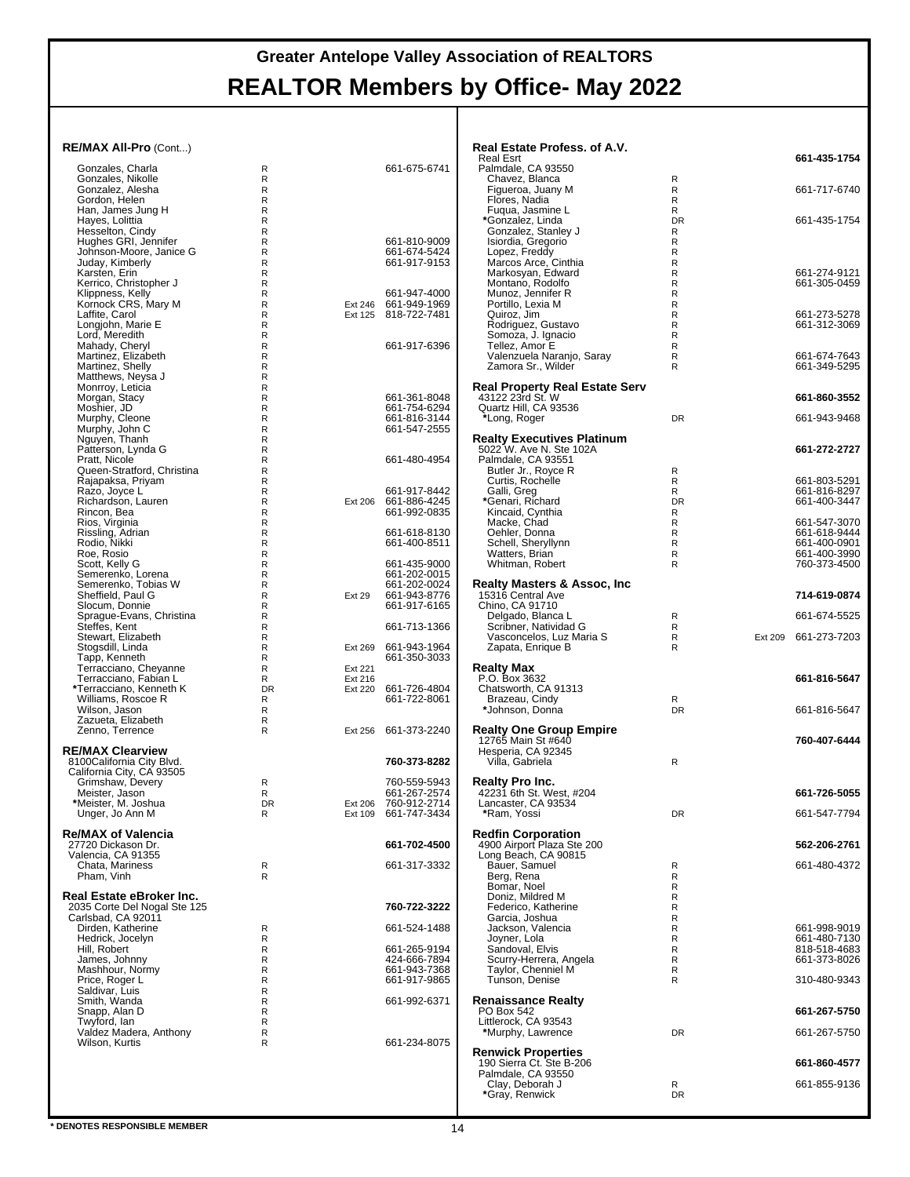# Greater Antelope Valley Association of REALTORS

# REALTOR Members by Office- May 2022

### RE/MAX All-Pro (Cont...)

| Name | Type | Ext | Phone |
|---|---|---|---|
| Gonzales, Charla | R | | 661-675-6741 |
| Gonzales, Nikolle | R | | |
| Gonzalez, Alesha | R | | |
| Gordon, Helen | R | | |
| Han, James Jung H | R | | |
| Hayes, Lolittia | R | | |
| Hesselton, Cindy | R | | |
| Hughes GRI, Jennifer | R | | 661-810-9009 |
| Johnson-Moore, Janice G | R | | 661-674-5424 |
| Juday, Kimberly | R | | 661-917-9153 |
| Karsten, Erin | R | | |
| Kerrico, Christopher J | R | | |
| Klippness, Kelly | R | | 661-947-4000 |
| Kornock CRS, Mary M | R | Ext 246 | 661-949-1969 |
| Laffite, Carol | R | Ext 125 | 818-722-7481 |
| Longjohn, Marie E | R | | |
| Lord, Meredith | R | | |
| Mahady, Cheryl | R | | 661-917-6396 |
| Martinez, Elizabeth | R | | |
| Martinez, Shelly | R | | |
| Matthews, Neysa J | R | | |
| Monrroy, Leticia | R | | |
| Morgan, Stacy | R | | 661-361-8048 |
| Moshier, JD | R | | 661-754-6294 |
| Murphy, Cleone | R | | 661-816-3144 |
| Murphy, John C | R | | 661-547-2555 |
| Nguyen, Thanh | R | | |
| Patterson, Lynda G | R | | |
| Pratt, Nicole | R | | 661-480-4954 |
| Queen-Stratford, Christina | R | | |
| Rajapaksa, Priyam | R | | |
| Razo, Joyce L | R | | 661-917-8442 |
| Richardson, Lauren | R | Ext 206 | 661-886-4245 |
| Rincon, Bea | R | | 661-992-0835 |
| Rios, Virginia | R | | |
| Rissling, Adrian | R | | 661-618-8130 |
| Rodio, Nikki | R | | 661-400-8511 |
| Roe, Rosio | R | | |
| Scott, Kelly G | R | | 661-435-9000 |
| Semerenko, Lorena | R | | 661-202-0015 |
| Semerenko, Tobias W | R | | 661-202-0024 |
| Sheffield, Paul G | R | Ext 29 | 661-943-8776 |
| Slocum, Donnie | R | | 661-917-6165 |
| Sprague-Evans, Christina | R | | |
| Steffes, Kent | R | | 661-713-1366 |
| Stewart, Elizabeth | R | | |
| Stogsdill, Linda | R | Ext 269 | 661-943-1964 |
| Tapp, Kenneth | R | | 661-350-3033 |
| Terracciano, Cheyanne | R | Ext 221 | |
| Terracciano, Fabian L | R | Ext 216 | |
| *Terracciano, Kenneth K | DR | Ext 220 | 661-726-4804 |
| Williams, Roscoe R | R | | 661-722-8061 |
| Wilson, Jason | R | | |
| Zazueta, Elizabeth | R | | |
| Zenno, Terrence | R | Ext 256 | 661-373-2240 |

### RE/MAX Clearview
8100California City Blvd.
California City, CA 93505 — **760-373-8282**

| Name | Type | Ext | Phone |
|---|---|---|---|
| Grimshaw, Devery | R | | 760-559-5943 |
| Meister, Jason | R | | 661-267-2574 |
| *Meister, M. Joshua | DR | Ext 206 | 760-912-2714 |
| Unger, Jo Ann M | R | Ext 109 | 661-747-3434 |

### Re/MAX of Valencia
27720 Dickason Dr.
Valencia, CA 91355 — **661-702-4500**

| Name | Type | Ext | Phone |
|---|---|---|---|
| Chata, Mariness | R | | 661-317-3332 |
| Pham, Vinh | R | | |

### Real Estate eBroker Inc.
2035 Corte Del Nogal Ste 125
Carlsbad, CA 92011 — **760-722-3222**

| Name | Type | Ext | Phone |
|---|---|---|---|
| Dirden, Katherine | R | | 661-524-1488 |
| Hedrick, Jocelyn | R | | |
| Hill, Robert | R | | 661-265-9194 |
| James, Johnny | R | | 424-666-7894 |
| Mashhour, Normy | R | | 661-943-7368 |
| Price, Roger L | R | | 661-917-9865 |
| Saldivar, Luis | R | | |
| Smith, Wanda | R | | 661-992-6371 |
| Snapp, Alan D | R | | |
| Twyford, Ian | R | | |
| Valdez Madera, Anthony | R | | |
| Wilson, Kurtis | R | | 661-234-8075 |

### Real Estate Profess. of A.V.
Real Esrt
Palmdale, CA 93550 — **661-435-1754**

| Name | Type | Ext | Phone |
|---|---|---|---|
| Chavez, Blanca | R | | |
| Figueroa, Juany M | R | | 661-717-6740 |
| Flores, Nadia | R | | |
| Fuqua, Jasmine L | R | | |
| *Gonzalez, Linda | DR | | 661-435-1754 |
| Gonzalez, Stanley J | R | | |
| Isiordia, Gregorio | R | | |
| Lopez, Freddy | R | | |
| Marcos Arce, Cinthia | R | | |
| Markosyan, Edward | R | | 661-274-9121 |
| Montano, Rodolfo | R | | 661-305-0459 |
| Munoz, Jennifer R | R | | |
| Portillo, Lexia M | R | | |
| Quiroz, Jim | R | | 661-273-5278 |
| Rodriguez, Gustavo | R | | 661-312-3069 |
| Somoza, J. Ignacio | R | | |
| Tellez, Amor E | R | | |
| Valenzuela Naranjo, Saray | R | | 661-674-7643 |
| Zamora Sr., Wilder | R | | 661-349-5295 |

### Real Property Real Estate Serv
43122 23rd St. W
Quartz Hill, CA 93536 — **661-860-3552**

| Name | Type | Ext | Phone |
|---|---|---|---|
| *Long, Roger | DR | | 661-943-9468 |

### Realty Executives Platinum
5022 W. Ave N. Ste 102A
Palmdale, CA 93551 — **661-272-2727**

| Name | Type | Ext | Phone |
|---|---|---|---|
| Butler Jr., Royce R | R | | |
| Curtis, Rochelle | R | | 661-803-5291 |
| Galli, Greg | R | | 661-816-8297 |
| *Genari, Richard | DR | | 661-400-3447 |
| Kincaid, Cynthia | R | | |
| Macke, Chad | R | | 661-547-3070 |
| Oehler, Donna | R | | 661-618-9444 |
| Schell, Sheryllynn | R | | 661-400-0901 |
| Watters, Brian | R | | 661-400-3990 |
| Whitman, Robert | R | | 760-373-4500 |

### Realty Masters & Assoc, Inc
15316 Central Ave
Chino, CA 91710 — **714-619-0874**

| Name | Type | Ext | Phone |
|---|---|---|---|
| Delgado, Blanca L | R | | 661-674-5525 |
| Scribner, Natividad G | R | | |
| Vasconcelos, Luz Maria S | R | Ext 209 | 661-273-7203 |
| Zapata, Enrique B | R | | |

### Realty Max
P.O. Box 3632
Chatsworth, CA 91313 — **661-816-5647**

| Name | Type | Ext | Phone |
|---|---|---|---|
| Brazeau, Cindy | R | | |
| *Johnson, Donna | DR | | 661-816-5647 |

### Realty One Group Empire
12765 Main St #640
Hesperia, CA 92345 — **760-407-6444**

| Name | Type | Ext | Phone |
|---|---|---|---|
| Villa, Gabriela | R | | |

### Realty Pro Inc.
42231 6th St. West, #204
Lancaster, CA 93534 — **661-726-5055**

| Name | Type | Ext | Phone |
|---|---|---|---|
| *Ram, Yossi | DR | | 661-547-7794 |

### Redfin Corporation
4900 Airport Plaza Ste 200
Long Beach, CA 90815 — **562-206-2761**

| Name | Type | Ext | Phone |
|---|---|---|---|
| Bauer, Samuel | R | | 661-480-4372 |
| Berg, Rena | R | | |
| Bomar, Noel | R | | |
| Doniz, Mildred M | R | | |
| Federico, Katherine | R | | |
| Garcia, Joshua | R | | |
| Jackson, Valencia | R | | 661-998-9019 |
| Joyner, Lola | R | | 661-480-7130 |
| Sandoval, Elvis | R | | 818-518-4683 |
| Scurry-Herrera, Angela | R | | 661-373-8026 |
| Taylor, Chenniel M | R | | |
| Tunson, Denise | R | | 310-480-9343 |

### Renaissance Realty
PO Box 542
Littlerock, CA 93543 — **661-267-5750**

| Name | Type | Ext | Phone |
|---|---|---|---|
| *Murphy, Lawrence | DR | | 661-267-5750 |

### Renwick Properties
190 Sierra Ct. Ste B-206
Palmdale, CA 93550 — **661-860-4577**

| Name | Type | Ext | Phone |
|---|---|---|---|
| Clay, Deborah J | R | | 661-855-9136 |
| *Gray, Renwick | DR | | |

**\* DENOTES RESPONSIBLE MEMBER**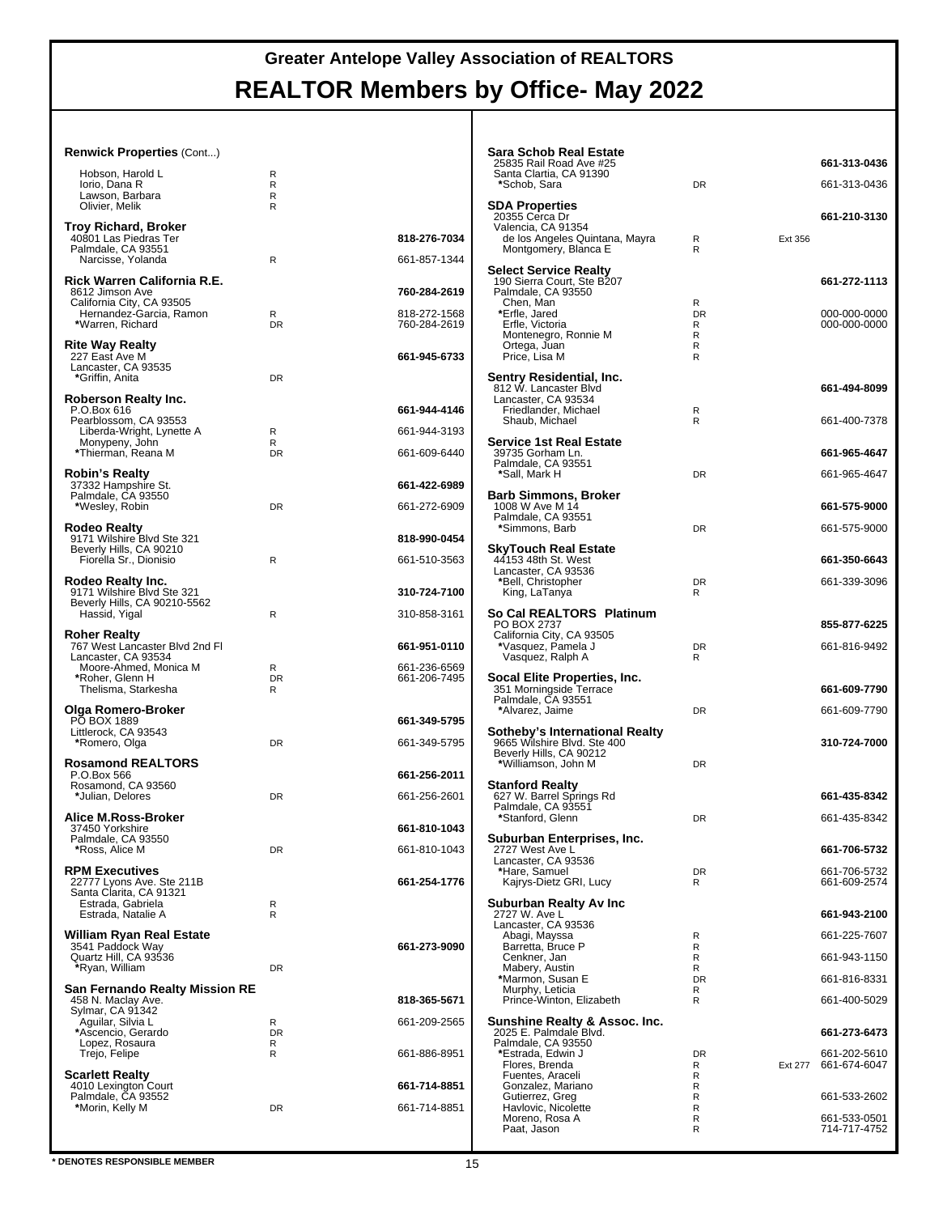# Greater Antelope Valley Association of REALTORS

# REALTOR Members by Office- May 2022

**Renwick Properties** (Cont...)

| Name | Type | Ext | Phone |
|---|---|---|---|
| Hobson, Harold L | R | | |
| Iorio, Dana R | R | | |
| Lawson, Barbara | R | | |
| Olivier, Melik | R | | |

**Troy Richard, Broker** — **818-276-7034**
40801 Las Piedras Ter
Palmdale, CA 93551

| Name | Type | Ext | Phone |
|---|---|---|---|
| Narcisse, Yolanda | R | | 661-857-1344 |

**Rick Warren California R.E.** — **760-284-2619**
8612 Jimson Ave
California City, CA 93505

| Name | Type | Ext | Phone |
|---|---|---|---|
| Hernandez-Garcia, Ramon | R | | 818-272-1568 |
| *Warren, Richard | DR | | 760-284-2619 |

**Rite Way Realty** — **661-945-6733**
227 East Ave M
Lancaster, CA 93535

| Name | Type | Ext | Phone |
|---|---|---|---|
| *Griffin, Anita | DR | | |

**Roberson Realty Inc.** — **661-944-4146**
P.O.Box 616
Pearblossom, CA 93553

| Name | Type | Ext | Phone |
|---|---|---|---|
| Liberda-Wright, Lynette A | R | | 661-944-3193 |
| Monypeny, John | R | | |
| *Thierman, Reana M | DR | | 661-609-6440 |

**Robin's Realty** — **661-422-6989**
37332 Hampshire St.
Palmdale, CA 93550

| Name | Type | Ext | Phone |
|---|---|---|---|
| *Wesley, Robin | DR | | 661-272-6909 |

**Rodeo Realty** — **818-990-0454**
9171 Wilshire Blvd Ste 321
Beverly Hills, CA 90210

| Name | Type | Ext | Phone |
|---|---|---|---|
| Fiorella Sr., Dionisio | R | | 661-510-3563 |

**Rodeo Realty Inc.** — **310-724-7100**
9171 Wilshire Blvd Ste 321
Beverly Hills, CA 90210-5562

| Name | Type | Ext | Phone |
|---|---|---|---|
| Hassid, Yigal | R | | 310-858-3161 |

**Roher Realty** — **661-951-0110**
767 West Lancaster Blvd 2nd Fl
Lancaster, CA 93534

| Name | Type | Ext | Phone |
|---|---|---|---|
| Moore-Ahmed, Monica M | R | | 661-236-6569 |
| *Roher, Glenn H | DR | | 661-206-7495 |
| Thelisma, Starkesha | R | | |

**Olga Romero-Broker** — **661-349-5795**
PO BOX 1889
Littlerock, CA 93543

| Name | Type | Ext | Phone |
|---|---|---|---|
| *Romero, Olga | DR | | 661-349-5795 |

**Rosamond REALTORS** — **661-256-2011**
P.O.Box 566
Rosamond, CA 93560

| Name | Type | Ext | Phone |
|---|---|---|---|
| *Julian, Delores | DR | | 661-256-2601 |

**Alice M.Ross-Broker** — **661-810-1043**
37450 Yorkshire
Palmdale, CA 93550

| Name | Type | Ext | Phone |
|---|---|---|---|
| *Ross, Alice M | DR | | 661-810-1043 |

**RPM Executives** — **661-254-1776**
22777 Lyons Ave. Ste 211B
Santa Clarita, CA 91321

| Name | Type | Ext | Phone |
|---|---|---|---|
| Estrada, Gabriela | R | | |
| Estrada, Natalie A | R | | |

**William Ryan Real Estate** — **661-273-9090**
3541 Paddock Way
Quartz Hill, CA 93536

| Name | Type | Ext | Phone |
|---|---|---|---|
| *Ryan, William | DR | | |

**San Fernando Realty Mission RE** — **818-365-5671**
458 N. Maclay Ave.
Sylmar, CA 91342

| Name | Type | Ext | Phone |
|---|---|---|---|
| Aguilar, Silvia L | R | | 661-209-2565 |
| *Ascencio, Gerardo | DR | | |
| Lopez, Rosaura | R | | |
| Trejo, Felipe | R | | 661-886-8951 |

**Scarlett Realty** — **661-714-8851**
4010 Lexington Court
Palmdale, CA 93552

| Name | Type | Ext | Phone |
|---|---|---|---|
| *Morin, Kelly M | DR | | 661-714-8851 |

**Sara Schob Real Estate** — **661-313-0436**
25835 Rail Road Ave #25
Santa Clartia, CA 91390

| Name | Type | Ext | Phone |
|---|---|---|---|
| *Schob, Sara | DR | | 661-313-0436 |

**SDA Properties** — **661-210-3130**
20355 Cerca Dr
Valencia, CA 91354

| Name | Type | Ext | Phone |
|---|---|---|---|
| de los Angeles Quintana, Mayra | R | Ext 356 | |
| Montgomery, Blanca E | R | | |

**Select Service Realty** — **661-272-1113**
190 Sierra Court, Ste B207
Palmdale, CA 93550

| Name | Type | Ext | Phone |
|---|---|---|---|
| Chen, Man | R | | |
| *Erfle, Jared | DR | | 000-000-0000 |
| Erfle, Victoria | R | | 000-000-0000 |
| Montenegro, Ronnie M | R | | |
| Ortega, Juan | R | | |
| Price, Lisa M | R | | |

**Sentry Residential, Inc.** — **661-494-8099**
812 W. Lancaster Blvd
Lancaster, CA 93534

| Name | Type | Ext | Phone |
|---|---|---|---|
| Friedlander, Michael | R | | |
| Shaub, Michael | R | | 661-400-7378 |

**Service 1st Real Estate** — **661-965-4647**
39735 Gorham Ln.
Palmdale, CA 93551

| Name | Type | Ext | Phone |
|---|---|---|---|
| *Sall, Mark H | DR | | 661-965-4647 |

**Barb Simmons, Broker** — **661-575-9000**
1008 W Ave M 14
Palmdale, CA 93551

| Name | Type | Ext | Phone |
|---|---|---|---|
| *Simmons, Barb | DR | | 661-575-9000 |

**SkyTouch Real Estate** — **661-350-6643**
44153 48th St. West
Lancaster, CA 93536

| Name | Type | Ext | Phone |
|---|---|---|---|
| *Bell, Christopher | DR | | 661-339-3096 |
| King, LaTanya | R | | |

**So Cal REALTORS Platinum** — **855-877-6225**
PO BOX 2737
California City, CA 93505

| Name | Type | Ext | Phone |
|---|---|---|---|
| *Vasquez, Pamela J | DR | | 661-816-9492 |
| Vasquez, Ralph A | R | | |

**Socal Elite Properties, Inc.** — **661-609-7790**
351 Morningside Terrace
Palmdale, CA 93551

| Name | Type | Ext | Phone |
|---|---|---|---|
| *Alvarez, Jaime | DR | | 661-609-7790 |

**Sotheby's International Realty** — **310-724-7000**
9665 Wilshire Blvd. Ste 400
Beverly Hills, CA 90212

| Name | Type | Ext | Phone |
|---|---|---|---|
| *Williamson, John M | DR | | |

**Stanford Realty** — **661-435-8342**
627 W. Barrel Springs Rd
Palmdale, CA 93551

| Name | Type | Ext | Phone |
|---|---|---|---|
| *Stanford, Glenn | DR | | 661-435-8342 |

**Suburban Enterprises, Inc.** — **661-706-5732**
2727 West Ave L
Lancaster, CA 93536

| Name | Type | Ext | Phone |
|---|---|---|---|
| *Hare, Samuel | DR | | 661-706-5732 |
| Kajrys-Dietz GRI, Lucy | R | | 661-609-2574 |

**Suburban Realty Av Inc** — **661-943-2100**
2727 W. Ave L
Lancaster, CA 93536

| Name | Type | Ext | Phone |
|---|---|---|---|
| Abagi, Mayssa | R | | 661-225-7607 |
| Barretta, Bruce P | R | | |
| Cenkner, Jan | R | | 661-943-1150 |
| Mabery, Austin | R | | |
| *Marmon, Susan E | DR | | 661-816-8331 |
| Murphy, Leticia | R | | |
| Prince-Winton, Elizabeth | R | | 661-400-5029 |

**Sunshine Realty & Assoc. Inc.** — **661-273-6473**
2025 E. Palmdale Blvd.
Palmdale, CA 93550

| Name | Type | Ext | Phone |
|---|---|---|---|
| *Estrada, Edwin J | DR | | 661-202-5610 |
| Flores, Brenda | R | Ext 277 | 661-674-6047 |
| Fuentes, Araceli | R | | |
| Gonzalez, Mariano | R | | |
| Gutierrez, Greg | R | | 661-533-2602 |
| Havlovic, Nicolette | R | | |
| Moreno, Rosa A | R | | 661-533-0501 |
| Paat, Jason | R | | 714-717-4752 |

**\* DENOTES RESPONSIBLE MEMBER**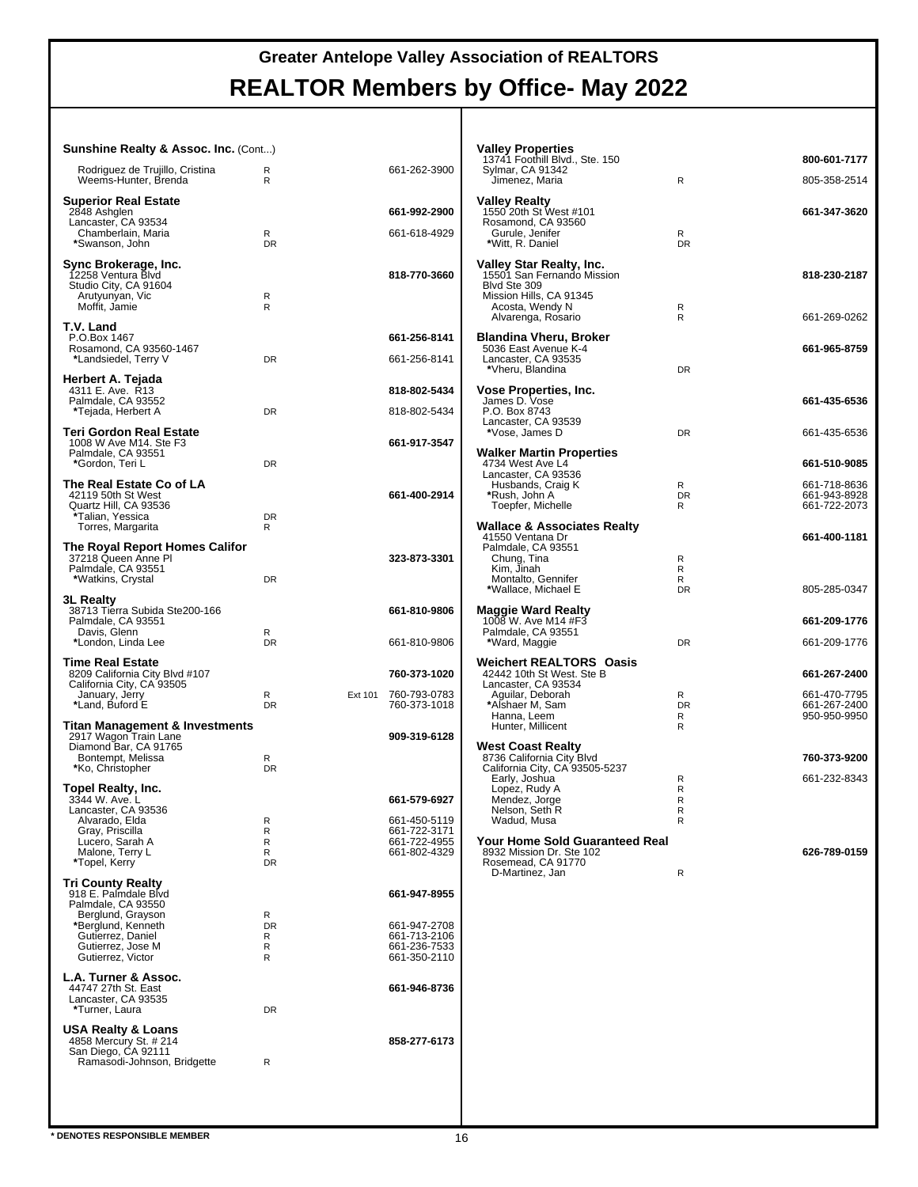# Greater Antelope Valley Association of REALTORS

## REALTOR Members by Office- May 2022

**Sunshine Realty & Assoc. Inc.** (Cont...)

| | | | |
|---|---|---|---|
| Rodriguez de Trujillo, Cristina | R | | 661-262-3900 |
| Weems-Hunter, Brenda | R | | |

**Superior Real Estate** — **661-992-2900**
2848 Ashglen
Lancaster, CA 93534

| | | |
|---|---|---|
| Chamberlain, Maria | R | 661-618-4929 |
| *Swanson, John | DR | |

**Sync Brokerage, Inc.** — **818-770-3660**
12258 Ventura Blvd
Studio City, CA 91604

| | | |
|---|---|---|
| Arutyunyan, Vic | R | |
| Moffit, Jamie | R | |

**T.V. Land** — **661-256-8141**
P.O.Box 1467
Rosamond, CA 93560-1467

| | | |
|---|---|---|
| *Landsiedel, Terry V | DR | 661-256-8141 |

**Herbert A. Tejada** — **818-802-5434**
4311 E. Ave. R13
Palmdale, CA 93552

| | | |
|---|---|---|
| *Tejada, Herbert A | DR | 818-802-5434 |

**Teri Gordon Real Estate** — **661-917-3547**
1008 W Ave M14. Ste F3
Palmdale, CA 93551

| | | |
|---|---|---|
| *Gordon, Teri L | DR | |

**The Real Estate Co of LA** — **661-400-2914**
42119 50th St West
Quartz Hill, CA 93536

| | | |
|---|---|---|
| *Talian, Yessica | DR | |
| Torres, Margarita | R | |

**The Royal Report Homes Califor** — **323-873-3301**
37218 Queen Anne Pl
Palmdale, CA 93551

| | | |
|---|---|---|
| *Watkins, Crystal | DR | |

**3L Realty** — **661-810-9806**
38713 Tierra Subida Ste200-166
Palmdale, CA 93551

| | | |
|---|---|---|
| Davis, Glenn | R | |
| *London, Linda Lee | DR | 661-810-9806 |

**Time Real Estate** — **760-373-1020**
8209 California City Blvd #107
California City, CA 93505

| | | | |
|---|---|---|---|
| January, Jerry | R | Ext 101 | 760-793-0783 |
| *Land, Buford E | DR | | 760-373-1018 |

**Titan Management & Investments** — **909-319-6128**
2917 Wagon Train Lane
Diamond Bar, CA 91765

| | | |
|---|---|---|
| Bontempt, Melissa | R | |
| *Ko, Christopher | DR | |

**Topel Realty, Inc.** — **661-579-6927**
3344 W. Ave. L
Lancaster, CA 93536

| | | |
|---|---|---|
| Alvarado, Elda | R | 661-450-5119 |
| Gray, Priscilla | R | 661-722-3171 |
| Lucero, Sarah A | R | 661-722-4955 |
| Malone, Terry L | R | 661-802-4329 |
| *Topel, Kerry | DR | |

**Tri County Realty** — **661-947-8955**
918 E. Palmdale Blvd
Palmdale, CA 93550

| | | |
|---|---|---|
| Berglund, Grayson | R | |
| *Berglund, Kenneth | DR | 661-947-2708 |
| Gutierrez, Daniel | R | 661-713-2106 |
| Gutierrez, Jose M | R | 661-236-7533 |
| Gutierrez, Victor | R | 661-350-2110 |

**L.A. Turner & Assoc.** — **661-946-8736**
44747 27th St. East
Lancaster, CA 93535

| | | |
|---|---|---|
| *Turner, Laura | DR | |

**USA Realty & Loans** — **858-277-6173**
4858 Mercury St. # 214
San Diego, CA 92111

| | | |
|---|---|---|
| Ramasodi-Johnson, Bridgette | R | |

**Valley Properties** — **800-601-7177**
13741 Foothill Blvd., Ste. 150
Sylmar, CA 91342

| | | |
|---|---|---|
| Jimenez, Maria | R | 805-358-2514 |

**Valley Realty** — **661-347-3620**
1550 20th St West #101
Rosamond, CA 93560

| | | |
|---|---|---|
| Gurule, Jenifer | R | |
| *Witt, R. Daniel | DR | |

**Valley Star Realty, Inc.** — **818-230-2187**
15501 San Fernando Mission
Blvd Ste 309
Mission Hills, CA 91345

| | | |
|---|---|---|
| Acosta, Wendy N | R | |
| Alvarenga, Rosario | R | 661-269-0262 |

**Blandina Vheru, Broker** — **661-965-8759**
5036 East Avenue K-4
Lancaster, CA 93535

| | | |
|---|---|---|
| *Vheru, Blandina | DR | |

**Vose Properties, Inc.** — **661-435-6536**
James D. Vose
P.O. Box 8743
Lancaster, CA 93539

| | | |
|---|---|---|
| *Vose, James D | DR | 661-435-6536 |

**Walker Martin Properties** — **661-510-9085**
4734 West Ave L4
Lancaster, CA 93536

| | | |
|---|---|---|
| Husbands, Craig K | R | 661-718-8636 |
| *Rush, John A | DR | 661-943-8928 |
| Toepfer, Michelle | R | 661-722-2073 |

**Wallace & Associates Realty** — **661-400-1181**
41550 Ventana Dr
Palmdale, CA 93551

| | | |
|---|---|---|
| Chung, Tina | R | |
| Kim, Jinah | R | |
| Montalto, Gennifer | R | |
| *Wallace, Michael E | DR | 805-285-0347 |

**Maggie Ward Realty** — **661-209-1776**
1008 W. Ave M14 #F3
Palmdale, CA 93551

| | | |
|---|---|---|
| *Ward, Maggie | DR | 661-209-1776 |

**Weichert REALTORS Oasis** — **661-267-2400**
42442 10th St West. Ste B
Lancaster, CA 93534

| | | |
|---|---|---|
| Aguilar, Deborah | R | 661-470-7795 |
| *Alshaer M, Sam | DR | 661-267-2400 |
| Hanna, Leem | R | 950-950-9950 |
| Hunter, Millicent | R | |

**West Coast Realty** — **760-373-9200**
8736 California City Blvd
California City, CA 93505-5237

| | | |
|---|---|---|
| Early, Joshua | R | 661-232-8343 |
| Lopez, Rudy A | R | |
| Mendez, Jorge | R | |
| Nelson, Seth R | R | |
| Wadud, Musa | R | |

**Your Home Sold Guaranteed Real** — **626-789-0159**
8932 Mission Dr. Ste 102
Rosemead, CA 91770

| | | |
|---|---|---|
| D-Martinez, Jan | R | |

**\* DENOTES RESPONSIBLE MEMBER**